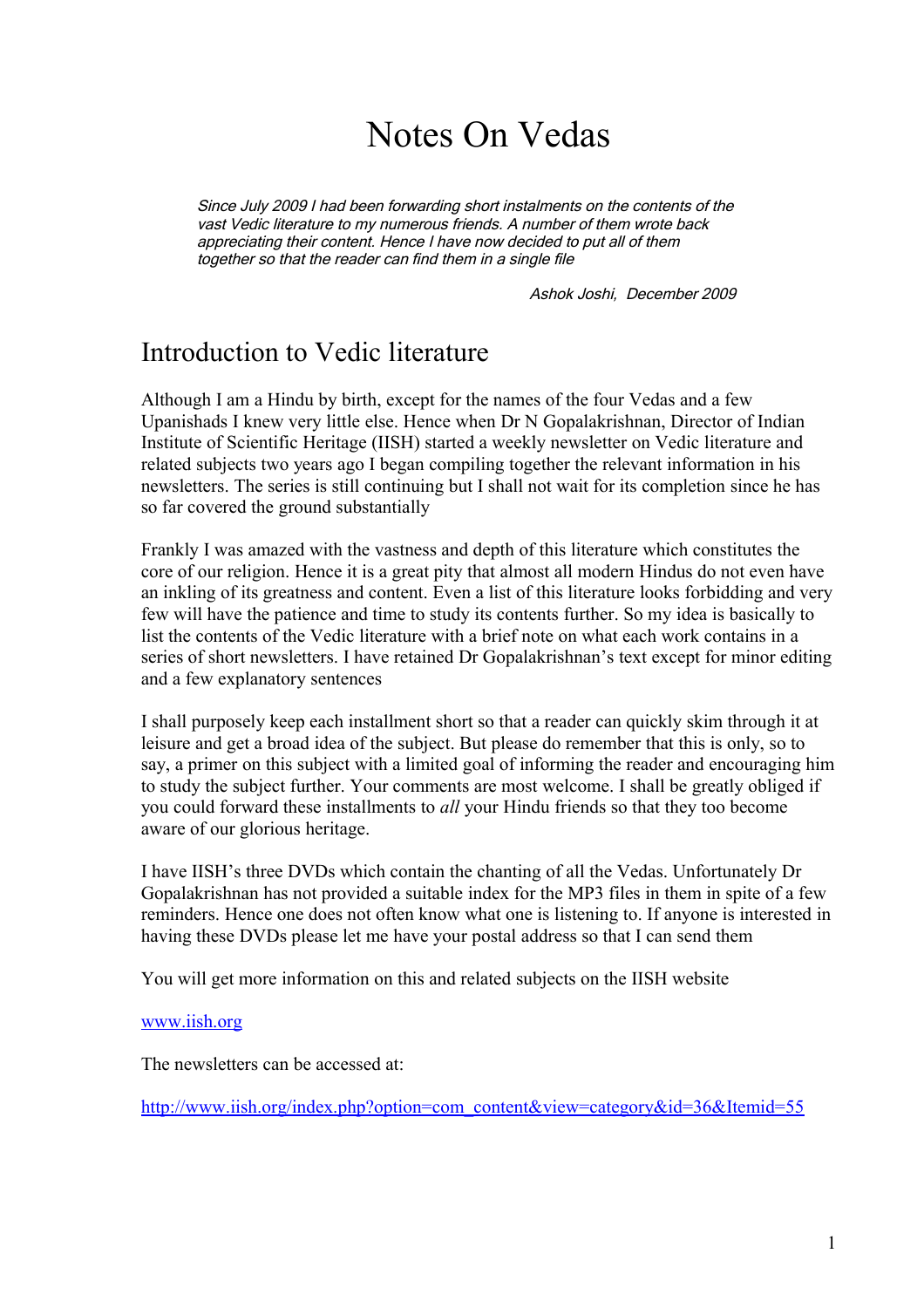# Notes On Vedas

*Since July 2009 I had been forwarding short instalments on the contents of the vast Vedic literature to my numerous friends. A number of them wrote back appreciating their content. Hence I have now decided to put all of them together so that the reader can find them in a single file*

*Ashok Joshi, December 2009*

## Introduction to Vedic literature

Although I am a Hindu by birth, except for the names of the four Vedas and a few Upanishads I knew very little else. Hence when Dr N Gopalakrishnan, Director of Indian Institute of Scientific Heritage (IISH) started a weekly newsletter on Vedic literature and related subjects two years ago I began compiling together the relevant information in his newsletters. The series is still continuing but I shall not wait for its completion since he has so far covered the ground substantially

Frankly I was amazed with the vastness and depth of this literature which constitutes the core of our religion. Hence it is a great pity that almost all modern Hindus do not even have an inkling of its greatness and content. Even a list of this literature looks forbidding and very few will have the patience and time to study its contents further. So my idea is basically to list the contents of the Vedic literature with a brief note on what each work contains in a series of short newsletters. I have retained Dr Gopalakrishnan's text except for minor editing and a few explanatory sentences

I shall purposely keep each installment short so that a reader can quickly skim through it at leisure and get a broad idea of the subject. But please do remember that this is only, so to say, a primer on this subject with a limited goal of informing the reader and encouraging him to study the subject further. Your comments are most welcome. I shall be greatly obliged if you could forward these installments to *all* your Hindu friends so that they too become aware of our glorious heritage.

I have IISH's three DVDs which contain the chanting of all the Vedas. Unfortunately Dr Gopalakrishnan has not provided a suitable index for the MP3 files in them in spite of a few reminders. Hence one does not often know what one is listening to. If anyone is interested in having these DVDs please let me have your postal address so that I can send them

You will get more information on this and related subjects on the IISH website

[www.iish.org](http://www.iish.org)

The newsletters can be accessed at:

[http://www.iish.org/index.php?option=com_content&view=category&id=36&Itemid=55](http://www.iish.org/index.php?option=com_content&view=category&id=36&Itemid=55)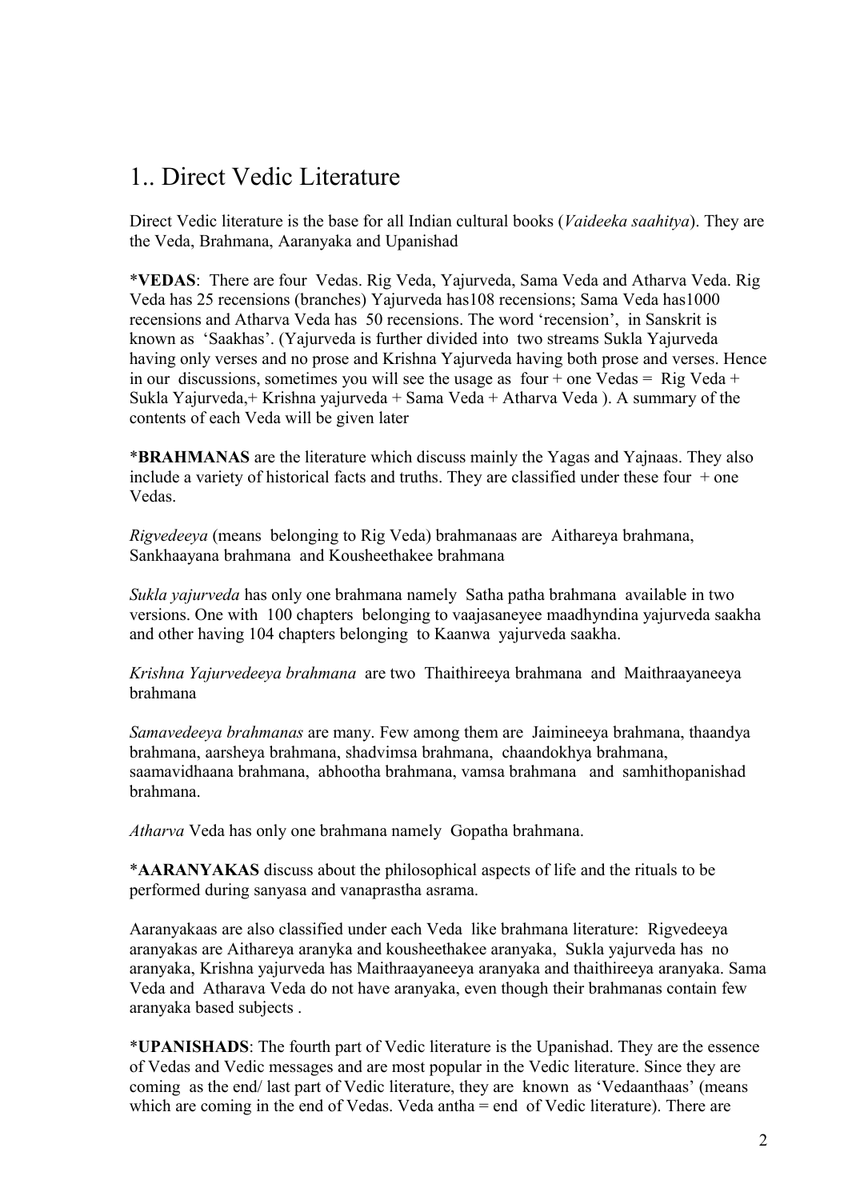# 1.. Direct Vedic Literature

Direct Vedic literature is the base for all Indian cultural books (*Vaideeka saahitya*). They are the Veda, Brahmana, Aaranyaka and Upanishad

*__VEDAS__: There are four Vedas. Rig Veda, Yajurveda, Sama Veda and Atharva Veda. Rig Veda has 25 recensions (branches) Yajurveda has108 recensions; Sama Veda has1000 recensions and Atharva Veda has 50 recensions. The word 'recension', in Sanskrit is known as 'Saakhas'. (Yajurveda is further divided into two streams Sukla Yajurveda having only verses and no prose and Krishna Yajurveda having both prose and verses. Hence in our discussions, sometimes you will see the usage as four + one Vedas = Rig Veda + Sukla Yajurveda,+ Krishna yajurveda + Sama Veda + Atharva Veda ). A summary of the contents of each Veda will be given later

*__BRAHMANAS__ are the literature which discuss mainly the Yagas and Yajnaas. They also include a variety of historical facts and truths. They are classified under these four + one Vedas.

*Rigvedeeya* (means belonging to Rig Veda) brahmanaas are Aithareya brahmana, Sankhaayana brahmana and Kousheethakee brahmana

*Sukla yajurveda* has only one brahmana namely Satha patha brahmana available in two versions. One with 100 chapters belonging to vaajasaneyee maadhyndina yajurveda saakha and other having 104 chapters belonging to Kaanwa yajurveda saakha.

*Krishna Yajurvedeeya brahmana* are two Thaithireeya brahmana and Maithraayaneeya brahmana

*Samavedeeya brahmanas* are many. Few among them are Jaimineeya brahmana, thaandya brahmana, aarsheya brahmana, shadvimsa brahmana, chaandokhya brahmana, saamavidhaana brahmana, abhootha brahmana, vamsa brahmana and samhithopanishad brahmana.

*Atharva* Veda has only one brahmana namely Gopatha brahmana.

*__AARANYAKAS__ discuss about the philosophical aspects of life and the rituals to be performed during sanyasa and vanaprastha asrama.

Aaranyakaas are also classified under each Veda like brahmana literature: Rigvedeeya aranyakas are Aithareya aranyka and kousheethakee aranyaka, Sukla yajurveda has no aranyaka, Krishna yajurveda has Maithraayaneeya aranyaka and thaithireeya aranyaka. Sama Veda and Atharava Veda do not have aranyaka, even though their brahmanas contain few aranyaka based subjects .

*__UPANISHADS__: The fourth part of Vedic literature is the Upanishad. They are the essence of Vedas and Vedic messages and are most popular in the Vedic literature. Since they are coming as the end/ last part of Vedic literature, they are known as 'Vedaanthaas' (means which are coming in the end of Vedas. Veda antha = end of Vedic literature). There are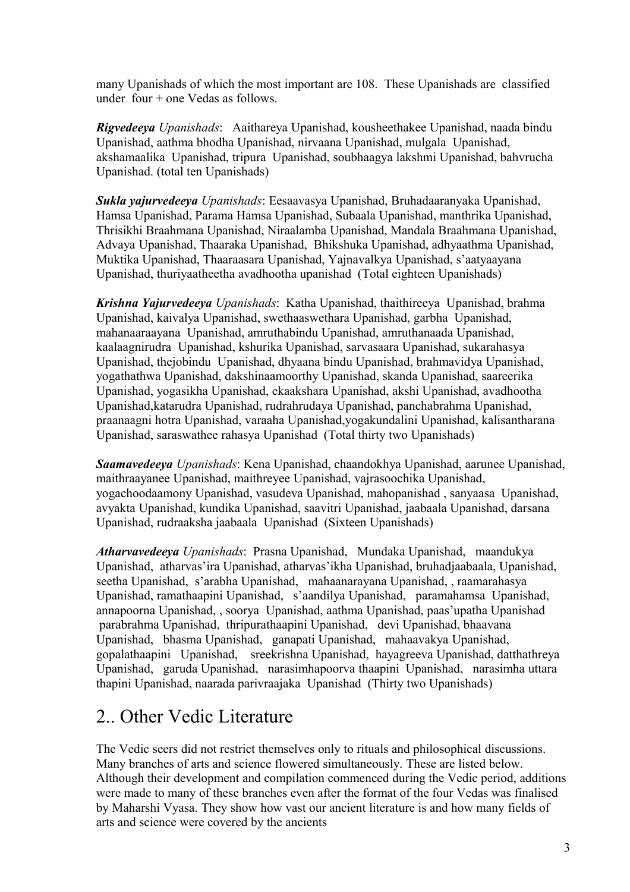many Upanishads of which the most important are 108. These Upanishads are classified under four + one Vedas as follows.

***Rigvedeeya*** *Upanishads*: Aaithareya Upanishad, kousheethakee Upanishad, naada bindu Upanishad, aathma bhodha Upanishad, nirvaana Upanishad, mulgala Upanishad, akshamaalika Upanishad, tripura Upanishad, soubhaagya lakshmi Upanishad, bahvrucha Upanishad. (total ten Upanishads)

***Sukla yajurvedeeya*** *Upanishads*: Eesaavasya Upanishad, Bruhadaaranyaka Upanishad, Hamsa Upanishad, Parama Hamsa Upanishad, Subaala Upanishad, manthrika Upanishad, Thrisikhi Braahmana Upanishad, Niraalamba Upanishad, Mandala Braahmana Upanishad, Advaya Upanishad, Thaaraka Upanishad, Bhikshuka Upanishad, adhyaathma Upanishad, Muktika Upanishad, Thaaraasara Upanishad, Yajnavalkya Upanishad, s'aatyaayana Upanishad, thuriyaatheetha avadhootha upanishad (Total eighteen Upanishads)

***Krishna Yajurvedeeya*** *Upanishads*: Katha Upanishad, thaithireeya Upanishad, brahma Upanishad, kaivalya Upanishad, swethaaswethara Upanishad, garbha Upanishad, mahanaaraayana Upanishad, amruthabindu Upanishad, amruthanaada Upanishad, kaalaagnirudra Upanishad, kshurika Upanishad, sarvasaara Upanishad, sukarahasya Upanishad, thejobindu Upanishad, dhyaana bindu Upanishad, brahmavidya Upanishad, yogathathwa Upanishad, dakshinaamoorthy Upanishad, skanda Upanishad, saareerika Upanishad, yogasikha Upanishad, ekaakshara Upanishad, akshi Upanishad, avadhootha Upanishad,katarudra Upanishad, rudrahrudaya Upanishad, panchabrahma Upanishad, praanaagni hotra Upanishad, varaaha Upanishad,yogakundalini Upanishad, kalisantharana Upanishad, saraswathee rahasya Upanishad (Total thirty two Upanishads)

***Saamavedeeya*** *Upanishads*: Kena Upanishad, chaandokhya Upanishad, aarunee Upanishad, maithraayanee Upanishad, maithreyee Upanishad, vajrasoochika Upanishad, yogachoodaamony Upanishad, vasudeva Upanishad, mahopanishad , sanyaasa Upanishad, avyakta Upanishad, kundika Upanishad, saavitri Upanishad, jaabaala Upanishad, darsana Upanishad, rudraaksha jaabaala Upanishad (Sixteen Upanishads)

***Atharvavedeeya*** *Upanishads*: Prasna Upanishad, Mundaka Upanishad, maandukya Upanishad, atharvas'ira Upanishad, atharvas'ikha Upanishad, bruhadjaabaala, Upanishad, seetha Upanishad, s'arabha Upanishad, mahaanarayana Upanishad, , raamarahasya Upanishad, ramathaapini Upanishad, s'aandilya Upanishad, paramahamsa Upanishad, annapoorna Upanishad, , soorya Upanishad, aathma Upanishad, paas'upatha Upanishad parabrahma Upanishad, thripurathaapini Upanishad, devi Upanishad, bhaavana Upanishad, bhasma Upanishad, ganapati Upanishad, mahaavakya Upanishad, gopalathaapini Upanishad, sreekrishna Upanishad, hayagreeva Upanishad, datthathreya Upanishad, garuda Upanishad, narasimhapoorva thaapini Upanishad, narasimha uttara thapini Upanishad, naarada parivraajaka Upanishad (Thirty two Upanishads)

# 2.. Other Vedic Literature

The Vedic seers did not restrict themselves only to rituals and philosophical discussions. Many branches of arts and science flowered simultaneously. These are listed below. Although their development and compilation commenced during the Vedic period, additions were made to many of these branches even after the format of the four Vedas was finalised by Maharshi Vyasa. They show how vast our ancient literature is and how many fields of arts and science were covered by the ancients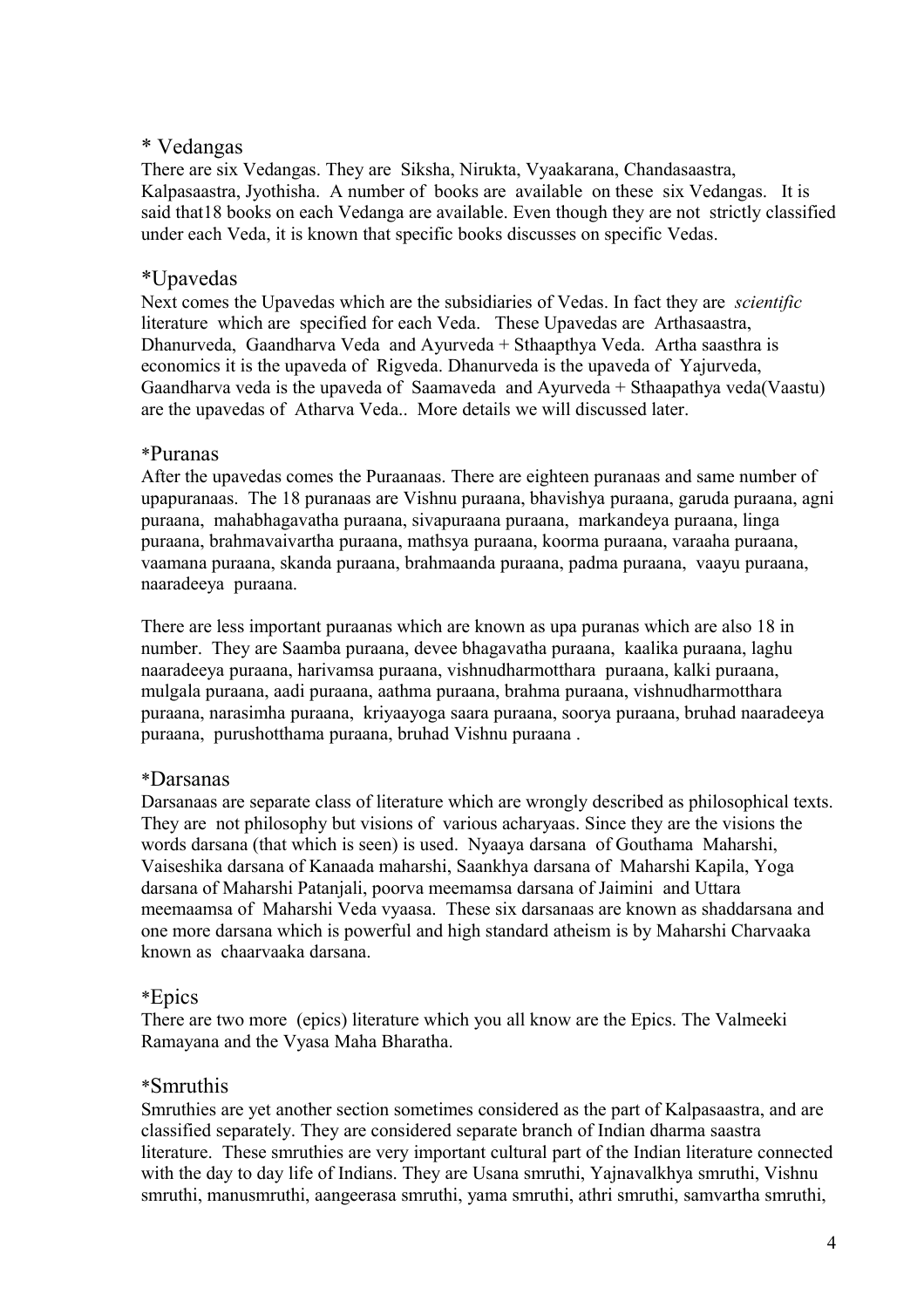## * Vedangas

There are six Vedangas. They are Siksha, Nirukta, Vyaakarana, Chandasaastra, Kalpasaastra, Jyothisha. A number of books are available on these six Vedangas. It is said that18 books on each Vedanga are available. Even though they are not strictly classified under each Veda, it is known that specific books discusses on specific Vedas.

## *Upavedas

Next comes the Upavedas which are the subsidiaries of Vedas. In fact they are *scientific* literature which are specified for each Veda. These Upavedas are Arthasaastra, Dhanurveda, Gaandharva Veda and Ayurveda + Sthaapthya Veda. Artha saasthra is economics it is the upaveda of Rigveda. Dhanurveda is the upaveda of Yajurveda, Gaandharva veda is the upaveda of Saamaveda and Ayurveda + Sthaapathya veda(Vaastu) are the upavedas of Atharva Veda.. More details we will discussed later.

## *Puranas

After the upavedas comes the Puraanaas. There are eighteen puranaas and same number of upapuranaas. The 18 puranaas are Vishnu puraana, bhavishya puraana, garuda puraana, agni puraana, mahabhagavatha puraana, sivapuraana puraana, markandeya puraana, linga puraana, brahmavaivartha puraana, mathsya puraana, koorma puraana, varaaha puraana, vaamana puraana, skanda puraana, brahmaanda puraana, padma puraana, vaayu puraana, naaradeeya puraana.

There are less important puraanas which are known as upa puranas which are also 18 in number. They are Saamba puraana, devee bhagavatha puraana, kaalika puraana, laghu naaradeeya puraana, harivamsa puraana, vishnudharmotthara puraana, kalki puraana, mulgala puraana, aadi puraana, aathma puraana, brahma puraana, vishnudharmotthara puraana, narasimha puraana, kriyaayoga saara puraana, soorya puraana, bruhad naaradeeya puraana, purushotthama puraana, bruhad Vishnu puraana .

## *Darsanas

Darsanaas are separate class of literature which are wrongly described as philosophical texts. They are not philosophy but visions of various acharyaas. Since they are the visions the words darsana (that which is seen) is used. Nyaaya darsana of Gouthama Maharshi, Vaiseshika darsana of Kanaada maharshi, Saankhya darsana of Maharshi Kapila, Yoga darsana of Maharshi Patanjali, poorva meemamsa darsana of Jaimini and Uttara meemaamsa of Maharshi Veda vyaasa. These six darsanaas are known as shaddarsana and one more darsana which is powerful and high standard atheism is by Maharshi Charvaaka known as chaarvaaka darsana.

## *Epics

There are two more (epics) literature which you all know are the Epics. The Valmeeki Ramayana and the Vyasa Maha Bharatha.

## *Smruthis

Smruthies are yet another section sometimes considered as the part of Kalpasaastra, and are classified separately. They are considered separate branch of Indian dharma saastra literature. These smruthies are very important cultural part of the Indian literature connected with the day to day life of Indians. They are Usana smruthi, Yajnavalkhya smruthi, Vishnu smruthi, manusmruthi, aangeerasa smruthi, yama smruthi, athri smruthi, samvartha smruthi,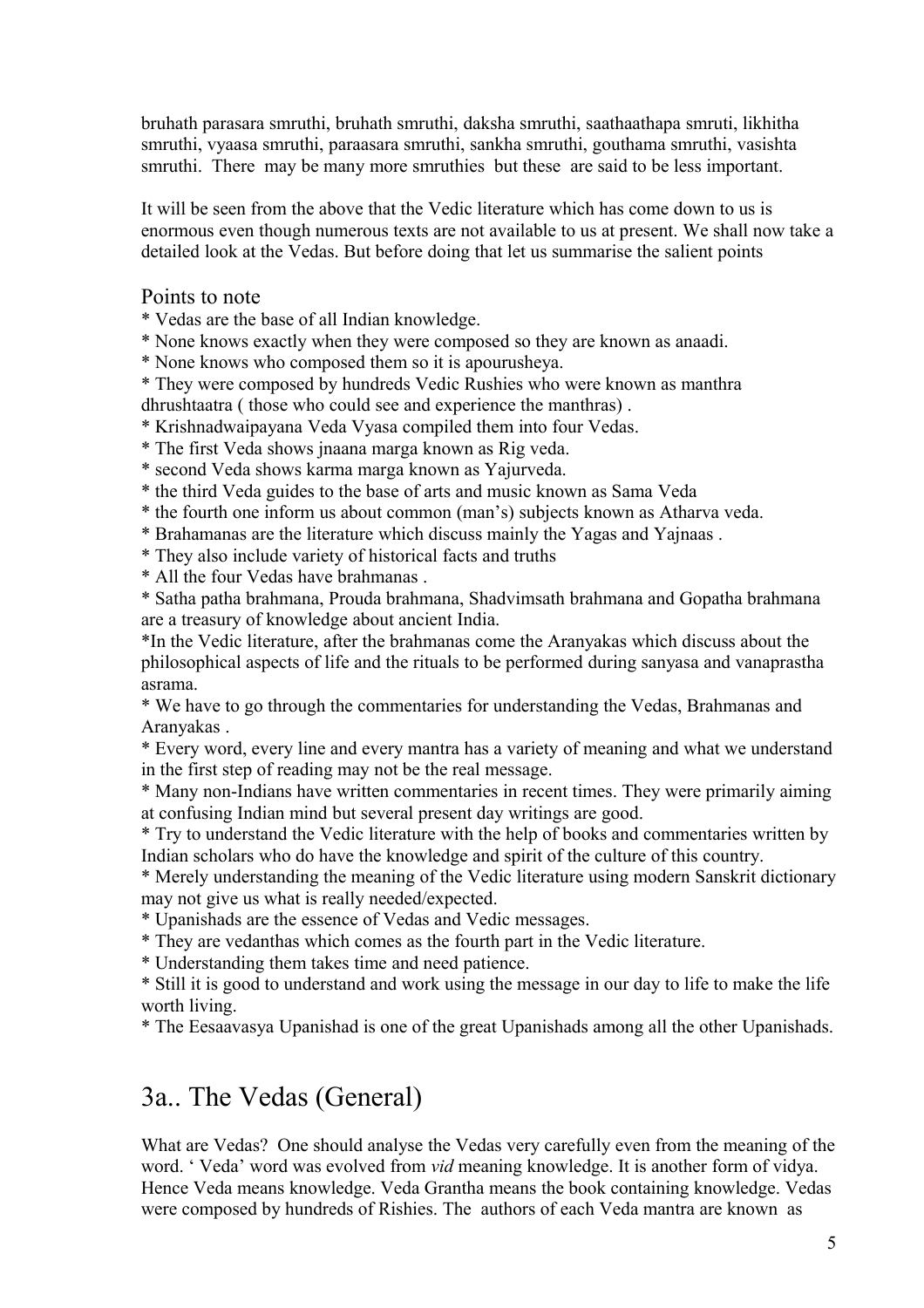bruhath parasara smruthi, bruhath smruthi, daksha smruthi, saathaathapa smruti, likhitha smruthi, vyaasa smruthi, paraasara smruthi, sankha smruthi, gouthama smruthi, vasishta smruthi. There may be many more smruthies but these are said to be less important.

It will be seen from the above that the Vedic literature which has come down to us is enormous even though numerous texts are not available to us at present. We shall now take a detailed look at the Vedas. But before doing that let us summarise the salient points

## Points to note

* Vedas are the base of all Indian knowledge.
* None knows exactly when they were composed so they are known as anaadi.
* None knows who composed them so it is apourusheya.
* They were composed by hundreds Vedic Rushies who were known as manthra dhrushtaatra ( those who could see and experience the manthras) .
* Krishnadwaipayana Veda Vyasa compiled them into four Vedas.
* The first Veda shows jnaana marga known as Rig veda.
* second Veda shows karma marga known as Yajurveda.
* the third Veda guides to the base of arts and music known as Sama Veda
* the fourth one inform us about common (man's) subjects known as Atharva veda.
* Brahamanas are the literature which discuss mainly the Yagas and Yajnaas .
* They also include variety of historical facts and truths
* All the four Vedas have brahmanas .
* Satha patha brahmana, Prouda brahmana, Shadvimsath brahmana and Gopatha brahmana are a treasury of knowledge about ancient India.
* In the Vedic literature, after the brahmanas come the Aranyakas which discuss about the philosophical aspects of life and the rituals to be performed during sanyasa and vanaprastha asrama.
* We have to go through the commentaries for understanding the Vedas, Brahmanas and Aranyakas .
* Every word, every line and every mantra has a variety of meaning and what we understand in the first step of reading may not be the real message.
* Many non-Indians have written commentaries in recent times. They were primarily aiming at confusing Indian mind but several present day writings are good.
* Try to understand the Vedic literature with the help of books and commentaries written by Indian scholars who do have the knowledge and spirit of the culture of this country.
* Merely understanding the meaning of the Vedic literature using modern Sanskrit dictionary may not give us what is really needed/expected.
* Upanishads are the essence of Vedas and Vedic messages.
* They are vedanthas which comes as the fourth part in the Vedic literature.
* Understanding them takes time and need patience.
* Still it is good to understand and work using the message in our day to life to make the life worth living.
* The Eesaavasya Upanishad is one of the great Upanishads among all the other Upanishads.

# 3a.. The Vedas (General)

What are Vedas? One should analyse the Vedas very carefully even from the meaning of the word. ' Veda' word was evolved from *vid* meaning knowledge. It is another form of vidya. Hence Veda means knowledge. Veda Grantha means the book containing knowledge. Vedas were composed by hundreds of Rishies. The authors of each Veda mantra are known as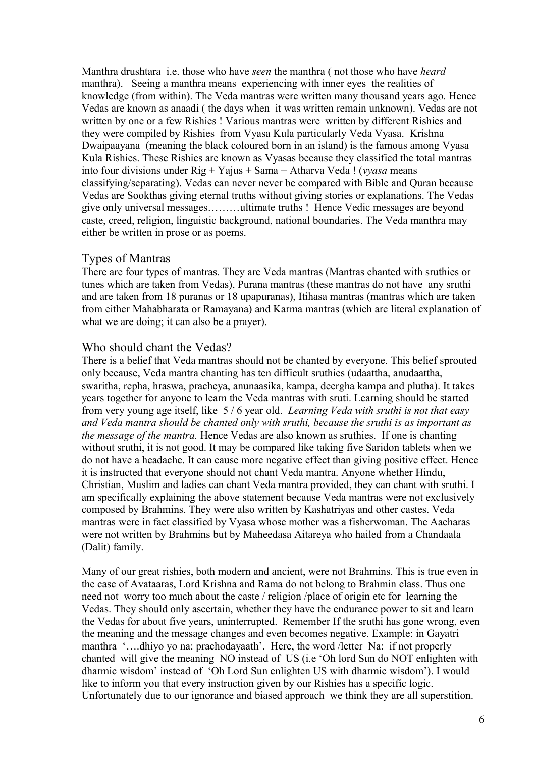Manthra drushtara i.e. those who have *seen* the manthra ( not those who have *heard* manthra). Seeing a manthra means experiencing with inner eyes the realities of knowledge (from within). The Veda mantras were written many thousand years ago. Hence Vedas are known as anaadi ( the days when it was written remain unknown). Vedas are not written by one or a few Rishies ! Various mantras were written by different Rishies and they were compiled by Rishies from Vyasa Kula particularly Veda Vyasa. Krishna Dwaipaayana (meaning the black coloured born in an island) is the famous among Vyasa Kula Rishies. These Rishies are known as Vyasas because they classified the total mantras into four divisions under Rig + Yajus + Sama + Atharva Veda ! (*vyasa* means classifying/separating). Vedas can never never be compared with Bible and Quran because Vedas are Sookthas giving eternal truths without giving stories or explanations. The Vedas give only universal messages………ultimate truths ! Hence Vedic messages are beyond caste, creed, religion, linguistic background, national boundaries. The Veda manthra may either be written in prose or as poems.

## Types of Mantras

There are four types of mantras. They are Veda mantras (Mantras chanted with sruthies or tunes which are taken from Vedas), Purana mantras (these mantras do not have any sruthi and are taken from 18 puranas or 18 upapuranas), Itihasa mantras (mantras which are taken from either Mahabharata or Ramayana) and Karma mantras (which are literal explanation of what we are doing; it can also be a prayer).

## Who should chant the Vedas?

There is a belief that Veda mantras should not be chanted by everyone. This belief sprouted only because, Veda mantra chanting has ten difficult sruthies (udaattha, anudaattha, swaritha, repha, hraswa, pracheya, anunaasika, kampa, deergha kampa and plutha). It takes years together for anyone to learn the Veda mantras with sruti. Learning should be started from very young age itself, like 5 / 6 year old. *Learning Veda with sruthi is not that easy and Veda mantra should be chanted only with sruthi, because the sruthi is as important as the message of the mantra.* Hence Vedas are also known as sruthies. If one is chanting without sruthi, it is not good. It may be compared like taking five Saridon tablets when we do not have a headache. It can cause more negative effect than giving positive effect. Hence it is instructed that everyone should not chant Veda mantra. Anyone whether Hindu, Christian, Muslim and ladies can chant Veda mantra provided, they can chant with sruthi. I am specifically explaining the above statement because Veda mantras were not exclusively composed by Brahmins. They were also written by Kashatriyas and other castes. Veda mantras were in fact classified by Vyasa whose mother was a fisherwoman. The Aacharas were not written by Brahmins but by Maheedasa Aitareya who hailed from a Chandaala (Dalit) family.

Many of our great rishies, both modern and ancient, were not Brahmins. This is true even in the case of Avataaras, Lord Krishna and Rama do not belong to Brahmin class. Thus one need not worry too much about the caste / religion /place of origin etc for learning the Vedas. They should only ascertain, whether they have the endurance power to sit and learn the Vedas for about five years, uninterrupted. Remember If the sruthi has gone wrong, even the meaning and the message changes and even becomes negative. Example: in Gayatri manthra '….dhiyo yo na: prachodayaath'. Here, the word /letter Na: if not properly chanted will give the meaning NO instead of US (i.e 'Oh lord Sun do NOT enlighten with dharmic wisdom' instead of 'Oh Lord Sun enlighten US with dharmic wisdom'). I would like to inform you that every instruction given by our Rishies has a specific logic. Unfortunately due to our ignorance and biased approach we think they are all superstition.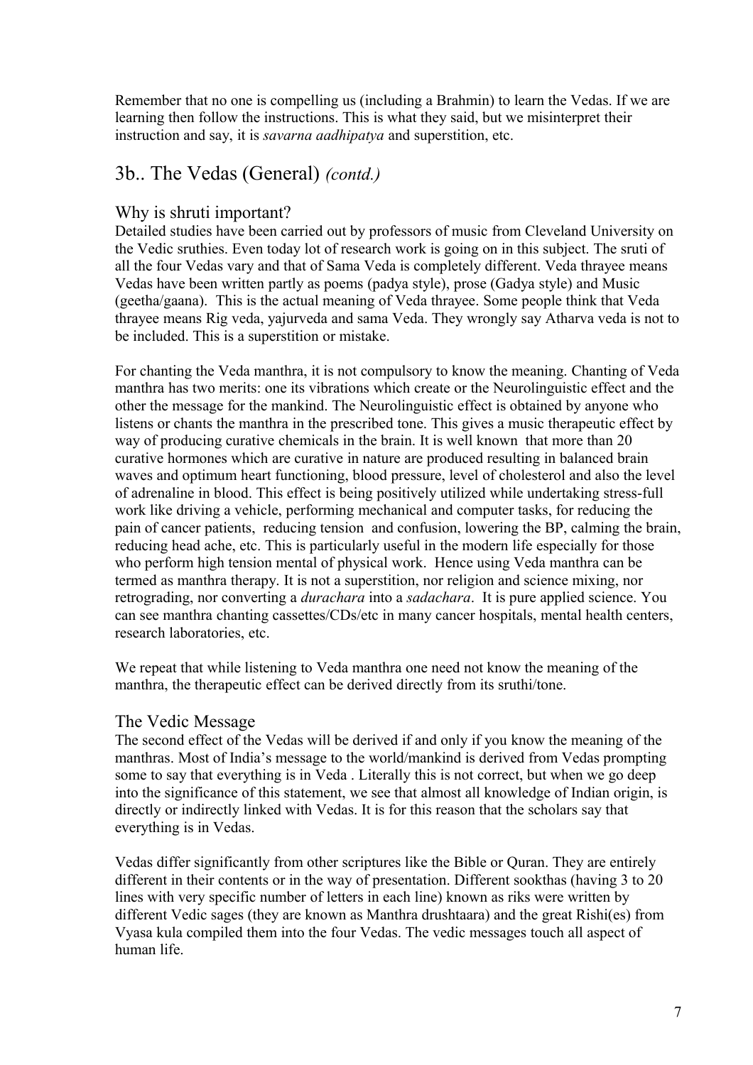Remember that no one is compelling us (including a Brahmin) to learn the Vedas. If we are learning then follow the instructions. This is what they said, but we misinterpret their instruction and say, it is *savarna aadhipatya* and superstition, etc.

## 3b.. The Vedas (General) *(contd.)*

### Why is shruti important?

Detailed studies have been carried out by professors of music from Cleveland University on the Vedic sruthies. Even today lot of research work is going on in this subject. The sruti of all the four Vedas vary and that of Sama Veda is completely different. Veda thrayee means Vedas have been written partly as poems (padya style), prose (Gadya style) and Music (geetha/gaana). This is the actual meaning of Veda thrayee. Some people think that Veda thrayee means Rig veda, yajurveda and sama Veda. They wrongly say Atharva veda is not to be included. This is a superstition or mistake.

For chanting the Veda manthra, it is not compulsory to know the meaning. Chanting of Veda manthra has two merits: one its vibrations which create or the Neurolinguistic effect and the other the message for the mankind. The Neurolinguistic effect is obtained by anyone who listens or chants the manthra in the prescribed tone. This gives a music therapeutic effect by way of producing curative chemicals in the brain. It is well known that more than 20 curative hormones which are curative in nature are produced resulting in balanced brain waves and optimum heart functioning, blood pressure, level of cholesterol and also the level of adrenaline in blood. This effect is being positively utilized while undertaking stress-full work like driving a vehicle, performing mechanical and computer tasks, for reducing the pain of cancer patients, reducing tension and confusion, lowering the BP, calming the brain, reducing head ache, etc. This is particularly useful in the modern life especially for those who perform high tension mental of physical work. Hence using Veda manthra can be termed as manthra therapy. It is not a superstition, nor religion and science mixing, nor retrograding, nor converting a *durachara* into a *sadachara*. It is pure applied science. You can see manthra chanting cassettes/CDs/etc in many cancer hospitals, mental health centers, research laboratories, etc.

We repeat that while listening to Veda manthra one need not know the meaning of the manthra, the therapeutic effect can be derived directly from its sruthi/tone.

### The Vedic Message

The second effect of the Vedas will be derived if and only if you know the meaning of the manthras. Most of India's message to the world/mankind is derived from Vedas prompting some to say that everything is in Veda . Literally this is not correct, but when we go deep into the significance of this statement, we see that almost all knowledge of Indian origin, is directly or indirectly linked with Vedas. It is for this reason that the scholars say that everything is in Vedas.

Vedas differ significantly from other scriptures like the Bible or Quran. They are entirely different in their contents or in the way of presentation. Different sookthas (having 3 to 20 lines with very specific number of letters in each line) known as riks were written by different Vedic sages (they are known as Manthra drushtaara) and the great Rishi(es) from Vyasa kula compiled them into the four Vedas. The vedic messages touch all aspect of human life.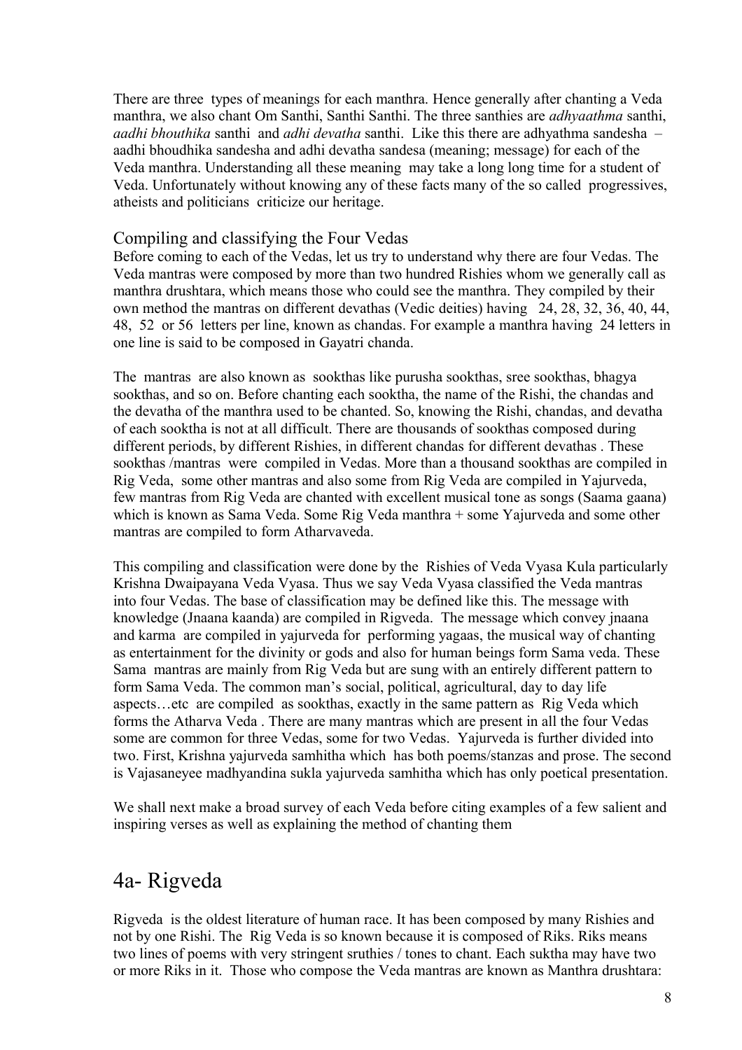There are three types of meanings for each manthra. Hence generally after chanting a Veda manthra, we also chant Om Santhi, Santhi Santhi. The three santhies are *adhyaathma* santhi, *aadhi bhouthika* santhi and *adhi devatha* santhi. Like this there are adhyathma sandesha – aadhi bhoudhika sandesha and adhi devatha sandesa (meaning; message) for each of the Veda manthra. Understanding all these meaning may take a long long time for a student of Veda. Unfortunately without knowing any of these facts many of the so called progressives, atheists and politicians criticize our heritage.

### Compiling and classifying the Four Vedas

Before coming to each of the Vedas, let us try to understand why there are four Vedas. The Veda mantras were composed by more than two hundred Rishies whom we generally call as manthra drushtara, which means those who could see the manthra. They compiled by their own method the mantras on different devathas (Vedic deities) having 24, 28, 32, 36, 40, 44, 48, 52 or 56 letters per line, known as chandas. For example a manthra having 24 letters in one line is said to be composed in Gayatri chanda.

The mantras are also known as sookthas like purusha sookthas, sree sookthas, bhagya sookthas, and so on. Before chanting each sooktha, the name of the Rishi, the chandas and the devatha of the manthra used to be chanted. So, knowing the Rishi, chandas, and devatha of each sooktha is not at all difficult. There are thousands of sookthas composed during different periods, by different Rishies, in different chandas for different devathas . These sookthas /mantras were compiled in Vedas. More than a thousand sookthas are compiled in Rig Veda, some other mantras and also some from Rig Veda are compiled in Yajurveda, few mantras from Rig Veda are chanted with excellent musical tone as songs (Saama gaana) which is known as Sama Veda. Some Rig Veda manthra + some Yajurveda and some other mantras are compiled to form Atharvaveda.

This compiling and classification were done by the Rishies of Veda Vyasa Kula particularly Krishna Dwaipayana Veda Vyasa. Thus we say Veda Vyasa classified the Veda mantras into four Vedas. The base of classification may be defined like this. The message with knowledge (Jnaana kaanda) are compiled in Rigveda. The message which convey jnaana and karma are compiled in yajurveda for performing yagaas, the musical way of chanting as entertainment for the divinity or gods and also for human beings form Sama veda. These Sama mantras are mainly from Rig Veda but are sung with an entirely different pattern to form Sama Veda. The common man's social, political, agricultural, day to day life aspects…etc are compiled as sookthas, exactly in the same pattern as Rig Veda which forms the Atharva Veda . There are many mantras which are present in all the four Vedas some are common for three Vedas, some for two Vedas. Yajurveda is further divided into two. First, Krishna yajurveda samhitha which has both poems/stanzas and prose. The second is Vajasaneyee madhyandina sukla yajurveda samhitha which has only poetical presentation.

We shall next make a broad survey of each Veda before citing examples of a few salient and inspiring verses as well as explaining the method of chanting them

## 4a- Rigveda

Rigveda is the oldest literature of human race. It has been composed by many Rishies and not by one Rishi. The Rig Veda is so known because it is composed of Riks. Riks means two lines of poems with very stringent sruthies / tones to chant. Each suktha may have two or more Riks in it. Those who compose the Veda mantras are known as Manthra drushtara: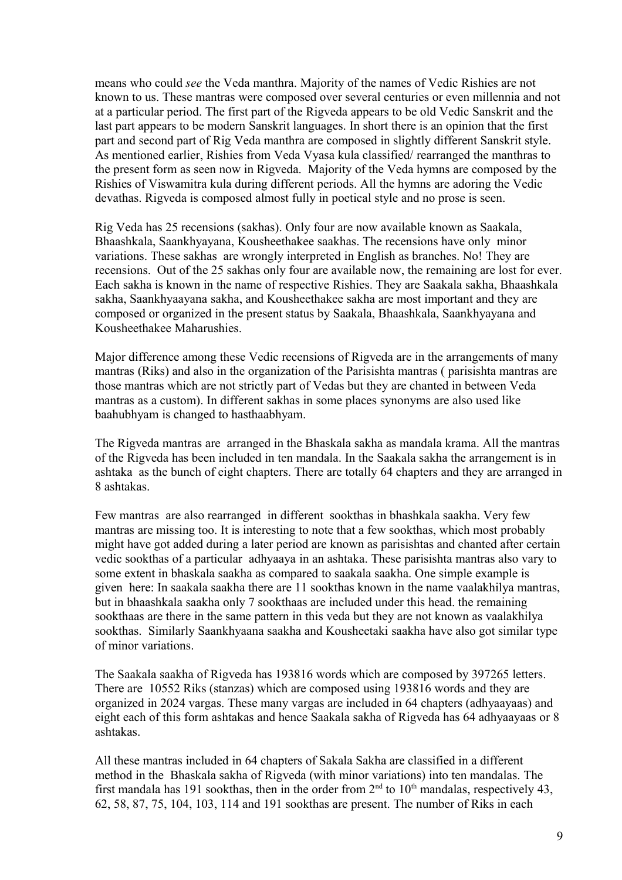means who could *see* the Veda manthra. Majority of the names of Vedic Rishies are not known to us. These mantras were composed over several centuries or even millennia and not at a particular period. The first part of the Rigveda appears to be old Vedic Sanskrit and the last part appears to be modern Sanskrit languages. In short there is an opinion that the first part and second part of Rig Veda manthra are composed in slightly different Sanskrit style. As mentioned earlier, Rishies from Veda Vyasa kula classified/ rearranged the manthras to the present form as seen now in Rigveda. Majority of the Veda hymns are composed by the Rishies of Viswamitra kula during different periods. All the hymns are adoring the Vedic devathas. Rigveda is composed almost fully in poetical style and no prose is seen.

Rig Veda has 25 recensions (sakhas). Only four are now available known as Saakala, Bhaashkala, Saankhyayana, Kousheethakee saakhas. The recensions have only minor variations. These sakhas are wrongly interpreted in English as branches. No! They are recensions. Out of the 25 sakhas only four are available now, the remaining are lost for ever. Each sakha is known in the name of respective Rishies. They are Saakala sakha, Bhaashkala sakha, Saankhyaayana sakha, and Kousheethakee sakha are most important and they are composed or organized in the present status by Saakala, Bhaashkala, Saankhyayana and Kousheethakee Maharushies.

Major difference among these Vedic recensions of Rigveda are in the arrangements of many mantras (Riks) and also in the organization of the Parisishta mantras ( parisishta mantras are those mantras which are not strictly part of Vedas but they are chanted in between Veda mantras as a custom). In different sakhas in some places synonyms are also used like baahubhyam is changed to hasthaabhyam.

The Rigveda mantras are arranged in the Bhaskala sakha as mandala krama. All the mantras of the Rigveda has been included in ten mandala. In the Saakala sakha the arrangement is in ashtaka as the bunch of eight chapters. There are totally 64 chapters and they are arranged in 8 ashtakas.

Few mantras are also rearranged in different sookthas in bhashkala saakha. Very few mantras are missing too. It is interesting to note that a few sookthas, which most probably might have got added during a later period are known as parisishtas and chanted after certain vedic sookthas of a particular adhyaaya in an ashtaka. These parisishta mantras also vary to some extent in bhaskala saakha as compared to saakala saakha. One simple example is given here: In saakala saakha there are 11 sookthas known in the name vaalakhilya mantras, but in bhaashkala saakha only 7 sookthaas are included under this head. the remaining sookthaas are there in the same pattern in this veda but they are not known as vaalakhilya sookthas. Similarly Saankhyaana saakha and Kousheetaki saakha have also got similar type of minor variations.

The Saakala saakha of Rigveda has 193816 words which are composed by 397265 letters. There are 10552 Riks (stanzas) which are composed using 193816 words and they are organized in 2024 vargas. These many vargas are included in 64 chapters (adhyaayaas) and eight each of this form ashtakas and hence Saakala sakha of Rigveda has 64 adhyaayaas or 8 ashtakas.

All these mantras included in 64 chapters of Sakala Sakha are classified in a different method in the Bhaskala sakha of Rigveda (with minor variations) into ten mandalas. The first mandala has 191 sookthas, then in the order from 2nd to 10th mandalas, respectively 43, 62, 58, 87, 75, 104, 103, 114 and 191 sookthas are present. The number of Riks in each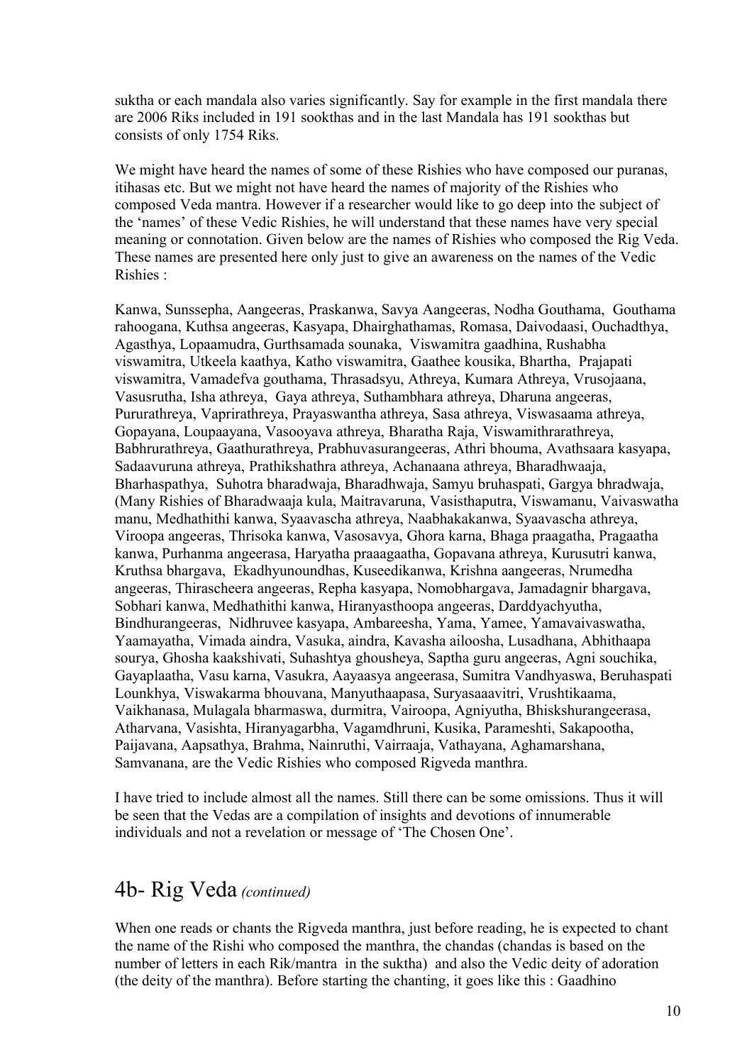suktha or each mandala also varies significantly. Say for example in the first mandala there are 2006 Riks included in 191 sookthas and in the last Mandala has 191 sookthas but consists of only 1754 Riks.

We might have heard the names of some of these Rishies who have composed our puranas, itihasas etc. But we might not have heard the names of majority of the Rishies who composed Veda mantra. However if a researcher would like to go deep into the subject of the 'names' of these Vedic Rishies, he will understand that these names have very special meaning or connotation. Given below are the names of Rishies who composed the Rig Veda. These names are presented here only just to give an awareness on the names of the Vedic Rishies :

Kanwa, Sunssepha, Aangeeras, Praskanwa, Savya Aangeeras, Nodha Gouthama, Gouthama rahoogana, Kuthsa angeeras, Kasyapa, Dhairghathamas, Romasa, Daivodaasi, Ouchadthya, Agasthya, Lopaamudra, Gurthsamada sounaka, Viswamitra gaadhina, Rushabha viswamitra, Utkeela kaathya, Katho viswamitra, Gaathee kousika, Bhartha, Prajapati viswamitra, Vamadefva gouthama, Thrasadsyu, Athreya, Kumara Athreya, Vrusojaana, Vasusrutha, Isha athreya, Gaya athreya, Suthambhara athreya, Dharuna angeeras, Pururathreya, Vaprirathreya, Prayaswantha athreya, Sasa athreya, Viswasaama athreya, Gopayana, Loupaayana, Vasooyava athreya, Bharatha Raja, Viswamithrarathreya, Babhrurathreya, Gaathurathreya, Prabhuvasurangeeras, Athri bhouma, Avathsaara kasyapa, Sadaavuruna athreya, Prathikshathra athreya, Achanaana athreya, Bharadhwaaja, Bharhaspathya, Suhotra bharadwaja, Bharadhwaja, Samyu bruhaspati, Gargya bhradwaja, (Many Rishies of Bharadwaaja kula, Maitravaruna, Vasisthaputra, Viswamanu, Vaivaswatha manu, Medhathithi kanwa, Syaavascha athreya, Naabhakakanwa, Syaavascha athreya, Viroopa angeeras, Thrisoka kanwa, Vasosavya, Ghora karna, Bhaga praagatha, Pragaatha kanwa, Purhanma angeerasa, Haryatha praaagaatha, Gopavana athreya, Kurusutri kanwa, Kruthsa bhargava, Ekadhyunoundhas, Kuseedikanwa, Krishna aangeeras, Nrumedha angeeras, Thirascheera angeeras, Repha kasyapa, Nomobhargava, Jamadagnir bhargava, Sobhari kanwa, Medhathithi kanwa, Hiranyasthoopa angeeras, Darddyachyutha, Bindhurangeeras, Nidhruvee kasyapa, Ambareesha, Yama, Yamee, Yamavaivaswatha, Yaamayatha, Vimada aindra, Vasuka, aindra, Kavasha ailoosha, Lusadhana, Abhithaapa sourya, Ghosha kaakshivati, Suhashtya ghousheya, Saptha guru angeeras, Agni souchika, Gayaplaatha, Vasu karna, Vasukra, Aayaasya angeerasa, Sumitra Vandhyaswa, Beruhaspati Lounkhya, Viswakarma bhouvana, Manyuthaapasa, Suryasaaavitri, Vrushtikaama, Vaikhanasa, Mulagala bharmaswa, durmitra, Vairoopa, Agniyutha, Bhiskshurangeerasa, Atharvana, Vasishta, Hiranyagarbha, Vagamdhruni, Kusika, Parameshti, Sakapootha, Paijavana, Aapsathya, Brahma, Nainruthi, Vairraaja, Vathayana, Aghamarshana, Samvanana, are the Vedic Rishies who composed Rigveda manthra.

I have tried to include almost all the names. Still there can be some omissions. Thus it will be seen that the Vedas are a compilation of insights and devotions of innumerable individuals and not a revelation or message of 'The Chosen One'.

## 4b- Rig Veda *(continued)*

When one reads or chants the Rigveda manthra, just before reading, he is expected to chant the name of the Rishi who composed the manthra, the chandas (chandas is based on the number of letters in each Rik/mantra in the suktha) and also the Vedic deity of adoration (the deity of the manthra). Before starting the chanting, it goes like this : Gaadhino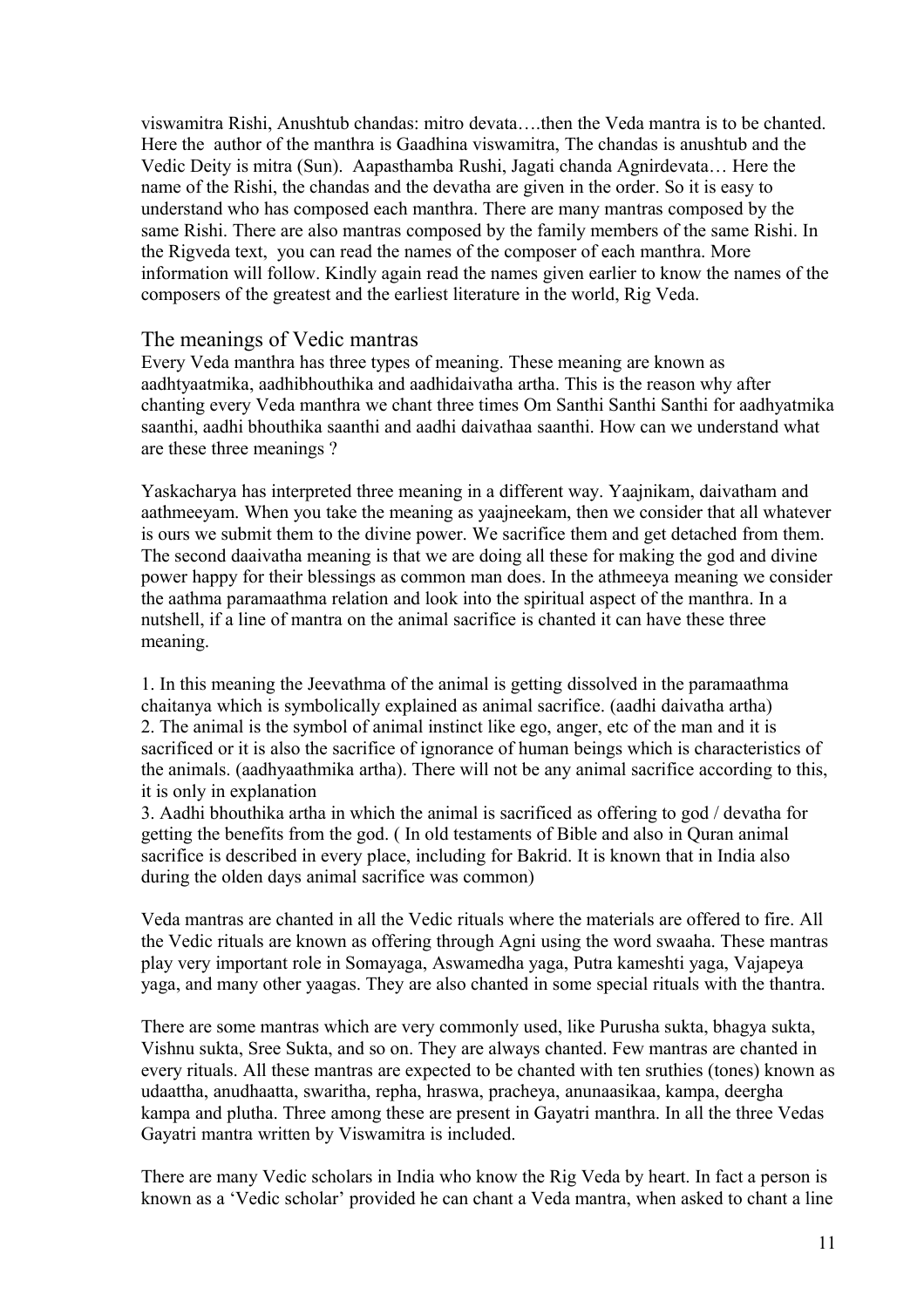viswamitra Rishi, Anushtub chandas: mitro devata….then the Veda mantra is to be chanted. Here the author of the manthra is Gaadhina viswamitra, The chandas is anushtub and the Vedic Deity is mitra (Sun). Aapasthamba Rushi, Jagati chanda Agnirdevata… Here the name of the Rishi, the chandas and the devatha are given in the order. So it is easy to understand who has composed each manthra. There are many mantras composed by the same Rishi. There are also mantras composed by the family members of the same Rishi. In the Rigveda text, you can read the names of the composer of each manthra. More information will follow. Kindly again read the names given earlier to know the names of the composers of the greatest and the earliest literature in the world, Rig Veda.

## The meanings of Vedic mantras

Every Veda manthra has three types of meaning. These meaning are known as aadhtyaatmika, aadhibhouthika and aadhidaivatha artha. This is the reason why after chanting every Veda manthra we chant three times Om Santhi Santhi Santhi for aadhyatmika saanthi, aadhi bhouthika saanthi and aadhi daivathaa saanthi. How can we understand what are these three meanings ?

Yaskacharya has interpreted three meaning in a different way. Yaajnikam, daivatham and aathmeeyam. When you take the meaning as yaajneekam, then we consider that all whatever is ours we submit them to the divine power. We sacrifice them and get detached from them. The second daaivatha meaning is that we are doing all these for making the god and divine power happy for their blessings as common man does. In the athmeeya meaning we consider the aathma paramaathma relation and look into the spiritual aspect of the manthra. In a nutshell, if a line of mantra on the animal sacrifice is chanted it can have these three meaning.

1. In this meaning the Jeevathma of the animal is getting dissolved in the paramaathma chaitanya which is symbolically explained as animal sacrifice. (aadhi daivatha artha)
2. The animal is the symbol of animal instinct like ego, anger, etc of the man and it is sacrificed or it is also the sacrifice of ignorance of human beings which is characteristics of the animals. (aadhyaathmika artha). There will not be any animal sacrifice according to this, it is only in explanation
3. Aadhi bhouthika artha in which the animal is sacrificed as offering to god / devatha for getting the benefits from the god. ( In old testaments of Bible and also in Quran animal sacrifice is described in every place, including for Bakrid. It is known that in India also during the olden days animal sacrifice was common)

Veda mantras are chanted in all the Vedic rituals where the materials are offered to fire. All the Vedic rituals are known as offering through Agni using the word swaaha. These mantras play very important role in Somayaga, Aswamedha yaga, Putra kameshti yaga, Vajapeya yaga, and many other yaagas. They are also chanted in some special rituals with the thantra.

There are some mantras which are very commonly used, like Purusha sukta, bhagya sukta, Vishnu sukta, Sree Sukta, and so on. They are always chanted. Few mantras are chanted in every rituals. All these mantras are expected to be chanted with ten sruthies (tones) known as udaattha, anudhaatta, swaritha, repha, hraswa, pracheya, anunaasikaa, kampa, deergha kampa and plutha. Three among these are present in Gayatri manthra. In all the three Vedas Gayatri mantra written by Viswamitra is included.

There are many Vedic scholars in India who know the Rig Veda by heart. In fact a person is known as a 'Vedic scholar' provided he can chant a Veda mantra, when asked to chant a line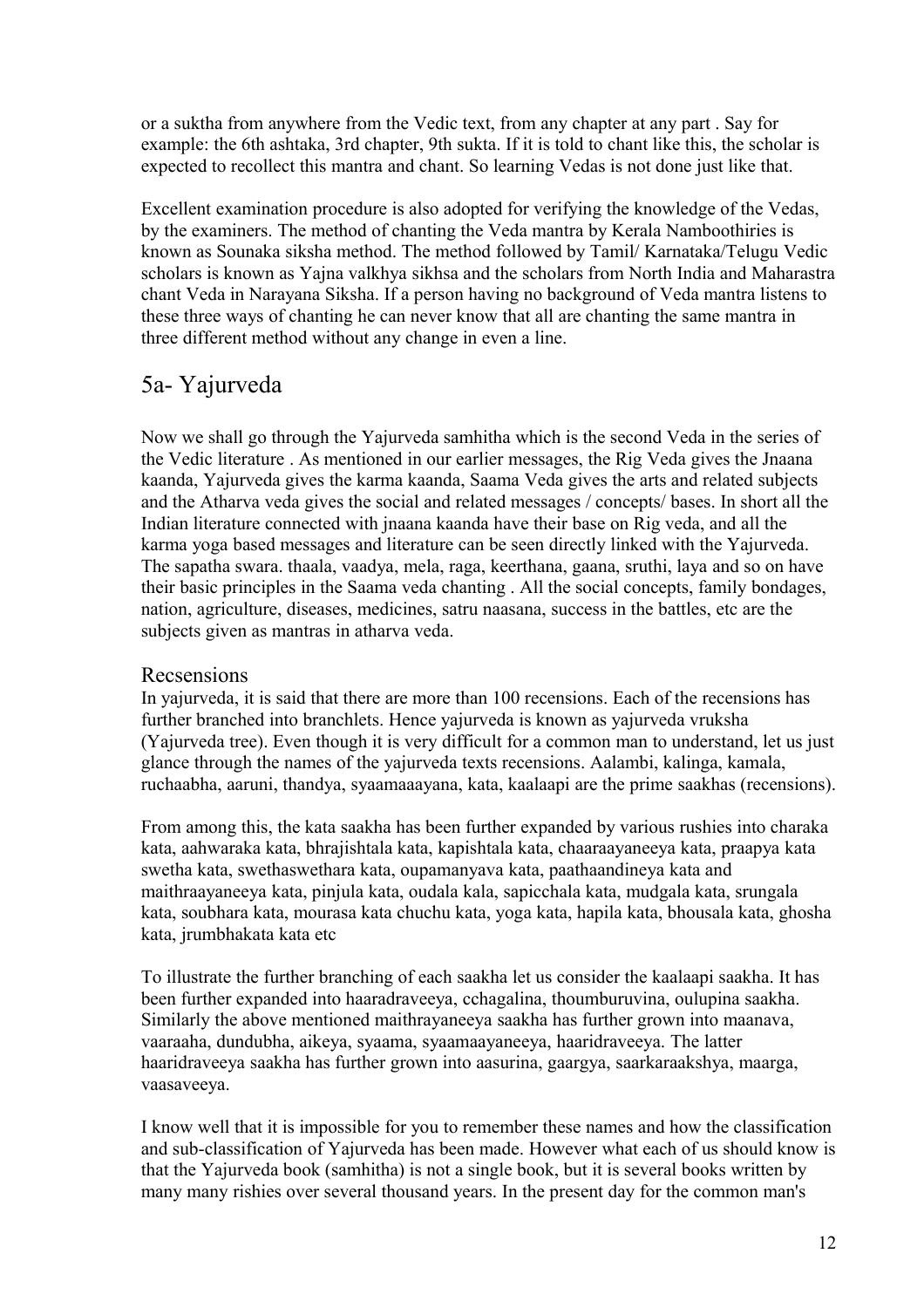or a suktha from anywhere from the Vedic text, from any chapter at any part . Say for example: the 6th ashtaka, 3rd chapter, 9th sukta. If it is told to chant like this, the scholar is expected to recollect this mantra and chant. So learning Vedas is not done just like that.

Excellent examination procedure is also adopted for verifying the knowledge of the Vedas, by the examiners. The method of chanting the Veda mantra by Kerala Namboothiries is known as Sounaka siksha method. The method followed by Tamil/ Karnataka/Telugu Vedic scholars is known as Yajna valkhya sikhsa and the scholars from North India and Maharastra chant Veda in Narayana Siksha. If a person having no background of Veda mantra listens to these three ways of chanting he can never know that all are chanting the same mantra in three different method without any change in even a line.

## 5a- Yajurveda

Now we shall go through the Yajurveda samhitha which is the second Veda in the series of the Vedic literature . As mentioned in our earlier messages, the Rig Veda gives the Jnaana kaanda, Yajurveda gives the karma kaanda, Saama Veda gives the arts and related subjects and the Atharva veda gives the social and related messages / concepts/ bases. In short all the Indian literature connected with jnaana kaanda have their base on Rig veda, and all the karma yoga based messages and literature can be seen directly linked with the Yajurveda. The sapatha swara. thaala, vaadya, mela, raga, keerthana, gaana, sruthi, laya and so on have their basic principles in the Saama veda chanting . All the social concepts, family bondages, nation, agriculture, diseases, medicines, satru naasana, success in the battles, etc are the subjects given as mantras in atharva veda.

### Recsensions

In yajurveda, it is said that there are more than 100 recensions. Each of the recensions has further branched into branchlets. Hence yajurveda is known as yajurveda vruksha (Yajurveda tree). Even though it is very difficult for a common man to understand, let us just glance through the names of the yajurveda texts recensions. Aalambi, kalinga, kamala, ruchaabha, aaruni, thandya, syaamaaayana, kata, kaalaapi are the prime saakhas (recensions).

From among this, the kata saakha has been further expanded by various rushies into charaka kata, aahwaraka kata, bhrajishtala kata, kapishtala kata, chaaraayaneeya kata, praapya kata swetha kata, swethaswethara kata, oupamanyava kata, paathaandineya kata and maithraayaneeya kata, pinjula kata, oudala kala, sapicchala kata, mudgala kata, srungala kata, soubhara kata, mourasa kata chuchu kata, yoga kata, hapila kata, bhousala kata, ghosha kata, jrumbhakata kata etc

To illustrate the further branching of each saakha let us consider the kaalaapi saakha. It has been further expanded into haaradraveeya, cchagalina, thoumburuvina, oulupina saakha. Similarly the above mentioned maithrayaneeya saakha has further grown into maanava, vaaraaha, dundubha, aikeya, syaama, syaamaayaneeya, haaridraveeya. The latter haaridraveeya saakha has further grown into aasurina, gaargya, saarkaraakshya, maarga, vaasaveeya.

I know well that it is impossible for you to remember these names and how the classification and sub-classification of Yajurveda has been made. However what each of us should know is that the Yajurveda book (samhitha) is not a single book, but it is several books written by many many rishies over several thousand years. In the present day for the common man's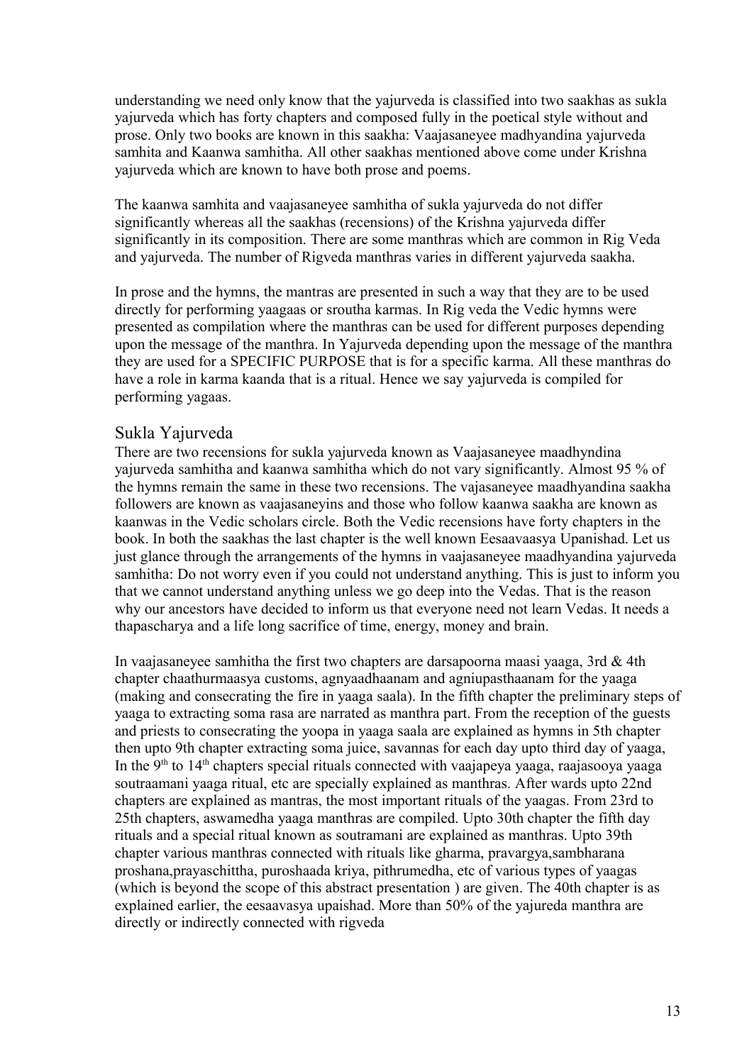understanding we need only know that the yajurveda is classified into two saakhas as sukla yajurveda which has forty chapters and composed fully in the poetical style without and prose. Only two books are known in this saakha: Vaajasaneyee madhyandina yajurveda samhita and Kaanwa samhitha. All other saakhas mentioned above come under Krishna yajurveda which are known to have both prose and poems.

The kaanwa samhita and vaajasaneyee samhitha of sukla yajurveda do not differ significantly whereas all the saakhas (recensions) of the Krishna yajurveda differ significantly in its composition. There are some manthras which are common in Rig Veda and yajurveda. The number of Rigveda manthras varies in different yajurveda saakha.

In prose and the hymns, the mantras are presented in such a way that they are to be used directly for performing yaagaas or sroutha karmas. In Rig veda the Vedic hymns were presented as compilation where the manthras can be used for different purposes depending upon the message of the manthra. In Yajurveda depending upon the message of the manthra they are used for a SPECIFIC PURPOSE that is for a specific karma. All these manthras do have a role in karma kaanda that is a ritual. Hence we say yajurveda is compiled for performing yagaas.

## Sukla Yajurveda

There are two recensions for sukla yajurveda known as Vaajasaneyee maadhyndina yajurveda samhitha and kaanwa samhitha which do not vary significantly. Almost 95 % of the hymns remain the same in these two recensions. The vajasaneyee maadhyandina saakha followers are known as vaajasaneyins and those who follow kaanwa saakha are known as kaanwas in the Vedic scholars circle. Both the Vedic recensions have forty chapters in the book. In both the saakhas the last chapter is the well known Eesaavaasya Upanishad. Let us just glance through the arrangements of the hymns in vaajasaneyee maadhyandina yajurveda samhitha: Do not worry even if you could not understand anything. This is just to inform you that we cannot understand anything unless we go deep into the Vedas. That is the reason why our ancestors have decided to inform us that everyone need not learn Vedas. It needs a thapascharya and a life long sacrifice of time, energy, money and brain.

In vaajasaneyee samhitha the first two chapters are darsapoorna maasi yaaga, 3rd & 4th chapter chaathurmaasya customs, agnyaadhaanam and agniupasthaanam for the yaaga (making and consecrating the fire in yaaga saala). In the fifth chapter the preliminary steps of yaaga to extracting soma rasa are narrated as manthra part. From the reception of the guests and priests to consecrating the yoopa in yaaga saala are explained as hymns in 5th chapter then upto 9th chapter extracting soma juice, savannas for each day upto third day of yaaga, In the 9th to 14th chapters special rituals connected with vaajapeya yaaga, raajasooya yaaga soutraamani yaaga ritual, etc are specially explained as manthras. After wards upto 22nd chapters are explained as mantras, the most important rituals of the yaagas. From 23rd to 25th chapters, aswamedha yaaga manthras are compiled. Upto 30th chapter the fifth day rituals and a special ritual known as soutramani are explained as manthras. Upto 39th chapter various manthras connected with rituals like gharma, pravargya,sambharana proshana,prayaschittha, puroshaada kriya, pithrumedha, etc of various types of yaagas (which is beyond the scope of this abstract presentation ) are given. The 40th chapter is as explained earlier, the eesaavasya upaishad. More than 50% of the yajureda manthra are directly or indirectly connected with rigveda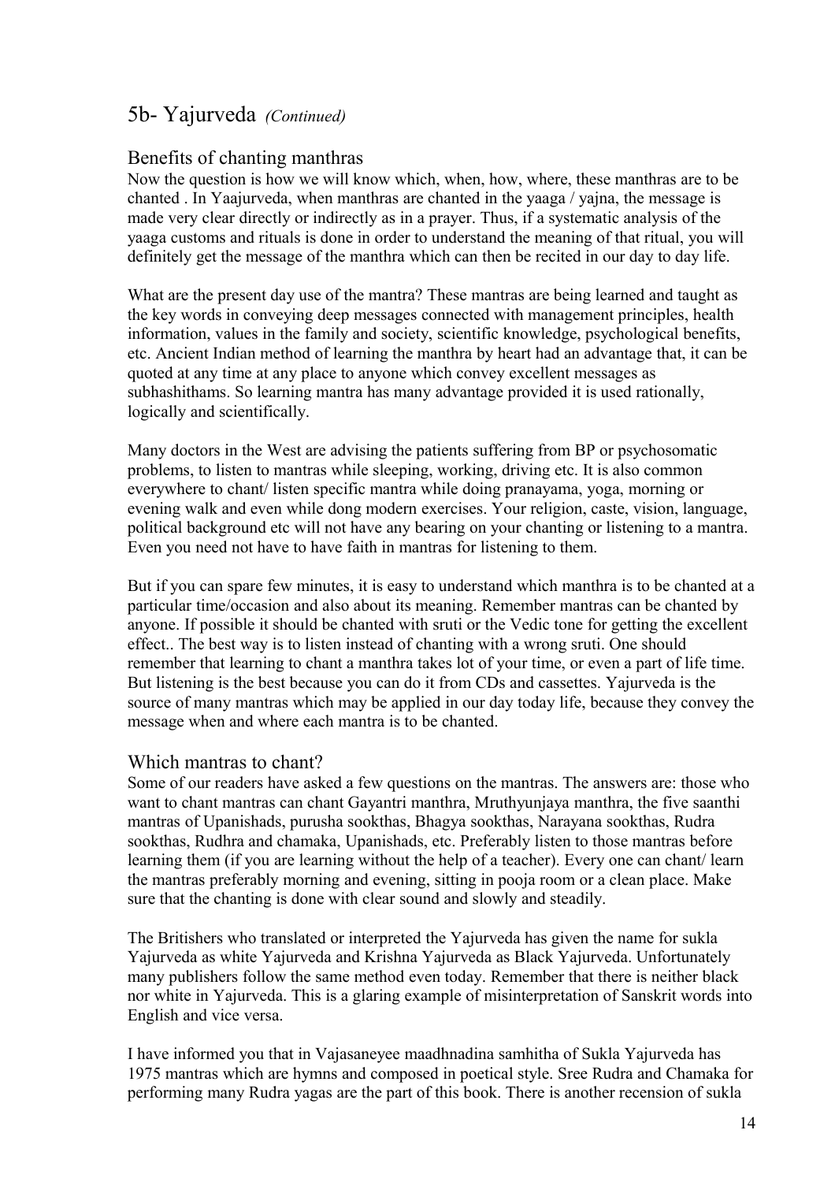## 5b- Yajurveda *(Continued)*

### Benefits of chanting manthras

Now the question is how we will know which, when, how, where, these manthras are to be chanted . In Yaajurveda, when manthras are chanted in the yaaga / yajna, the message is made very clear directly or indirectly as in a prayer. Thus, if a systematic analysis of the yaaga customs and rituals is done in order to understand the meaning of that ritual, you will definitely get the message of the manthra which can then be recited in our day to day life.

What are the present day use of the mantra? These mantras are being learned and taught as the key words in conveying deep messages connected with management principles, health information, values in the family and society, scientific knowledge, psychological benefits, etc. Ancient Indian method of learning the manthra by heart had an advantage that, it can be quoted at any time at any place to anyone which convey excellent messages as subhashithams. So learning mantra has many advantage provided it is used rationally, logically and scientifically.

Many doctors in the West are advising the patients suffering from BP or psychosomatic problems, to listen to mantras while sleeping, working, driving etc. It is also common everywhere to chant/ listen specific mantra while doing pranayama, yoga, morning or evening walk and even while dong modern exercises. Your religion, caste, vision, language, political background etc will not have any bearing on your chanting or listening to a mantra. Even you need not have to have faith in mantras for listening to them.

But if you can spare few minutes, it is easy to understand which manthra is to be chanted at a particular time/occasion and also about its meaning. Remember mantras can be chanted by anyone. If possible it should be chanted with sruti or the Vedic tone for getting the excellent effect.. The best way is to listen instead of chanting with a wrong sruti. One should remember that learning to chant a manthra takes lot of your time, or even a part of life time. But listening is the best because you can do it from CDs and cassettes. Yajurveda is the source of many mantras which may be applied in our day today life, because they convey the message when and where each mantra is to be chanted.

### Which mantras to chant?

Some of our readers have asked a few questions on the mantras. The answers are: those who want to chant mantras can chant Gayantri manthra, Mruthyunjaya manthra, the five saanthi mantras of Upanishads, purusha sookthas, Bhagya sookthas, Narayana sookthas, Rudra sookthas, Rudhra and chamaka, Upanishads, etc. Preferably listen to those mantras before learning them (if you are learning without the help of a teacher). Every one can chant/ learn the mantras preferably morning and evening, sitting in pooja room or a clean place. Make sure that the chanting is done with clear sound and slowly and steadily.

The Britishers who translated or interpreted the Yajurveda has given the name for sukla Yajurveda as white Yajurveda and Krishna Yajurveda as Black Yajurveda. Unfortunately many publishers follow the same method even today. Remember that there is neither black nor white in Yajurveda. This is a glaring example of misinterpretation of Sanskrit words into English and vice versa.

I have informed you that in Vajasaneyee maadhnadina samhitha of Sukla Yajurveda has 1975 mantras which are hymns and composed in poetical style. Sree Rudra and Chamaka for performing many Rudra yagas are the part of this book. There is another recension of sukla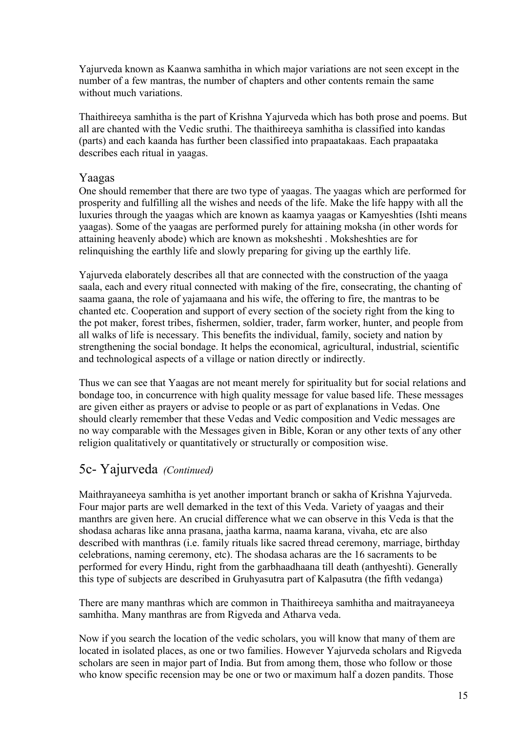Yajurveda known as Kaanwa samhitha in which major variations are not seen except in the number of a few mantras, the number of chapters and other contents remain the same without much variations.

Thaithireeya samhitha is the part of Krishna Yajurveda which has both prose and poems. But all are chanted with the Vedic sruthi. The thaithireeya samhitha is classified into kandas (parts) and each kaanda has further been classified into prapaatakaas. Each prapaataka describes each ritual in yaagas.

### Yaagas

One should remember that there are two type of yaagas. The yaagas which are performed for prosperity and fulfilling all the wishes and needs of the life. Make the life happy with all the luxuries through the yaagas which are known as kaamya yaagas or Kamyeshties (Ishti means yaagas). Some of the yaagas are performed purely for attaining moksha (in other words for attaining heavenly abode) which are known as moksheshti . Moksheshties are for relinquishing the earthly life and slowly preparing for giving up the earthly life.

Yajurveda elaborately describes all that are connected with the construction of the yaaga saala, each and every ritual connected with making of the fire, consecrating, the chanting of saama gaana, the role of yajamaana and his wife, the offering to fire, the mantras to be chanted etc. Cooperation and support of every section of the society right from the king to the pot maker, forest tribes, fishermen, soldier, trader, farm worker, hunter, and people from all walks of life is necessary. This benefits the individual, family, society and nation by strengthening the social bondage. It helps the economical, agricultural, industrial, scientific and technological aspects of a village or nation directly or indirectly.

Thus we can see that Yaagas are not meant merely for spirituality but for social relations and bondage too, in concurrence with high quality message for value based life. These messages are given either as prayers or advise to people or as part of explanations in Vedas. One should clearly remember that these Vedas and Vedic composition and Vedic messages are no way comparable with the Messages given in Bible, Koran or any other texts of any other religion qualitatively or quantitatively or structurally or composition wise.

## 5c- Yajurveda *(Continued)*

Maithrayaneeya samhitha is yet another important branch or sakha of Krishna Yajurveda. Four major parts are well demarked in the text of this Veda. Variety of yaagas and their manthrs are given here. An crucial difference what we can observe in this Veda is that the shodasa acharas like anna prasana, jaatha karma, naama karana, vivaha, etc are also described with manthras (i.e. family rituals like sacred thread ceremony, marriage, birthday celebrations, naming ceremony, etc). The shodasa acharas are the 16 sacraments to be performed for every Hindu, right from the garbhaadhaana till death (anthyeshti). Generally this type of subjects are described in Gruhyasutra part of Kalpasutra (the fifth vedanga)

There are many manthras which are common in Thaithireeya samhitha and maitrayaneeya samhitha. Many manthras are from Rigveda and Atharva veda.

Now if you search the location of the vedic scholars, you will know that many of them are located in isolated places, as one or two families. However Yajurveda scholars and Rigveda scholars are seen in major part of India. But from among them, those who follow or those who know specific recension may be one or two or maximum half a dozen pandits. Those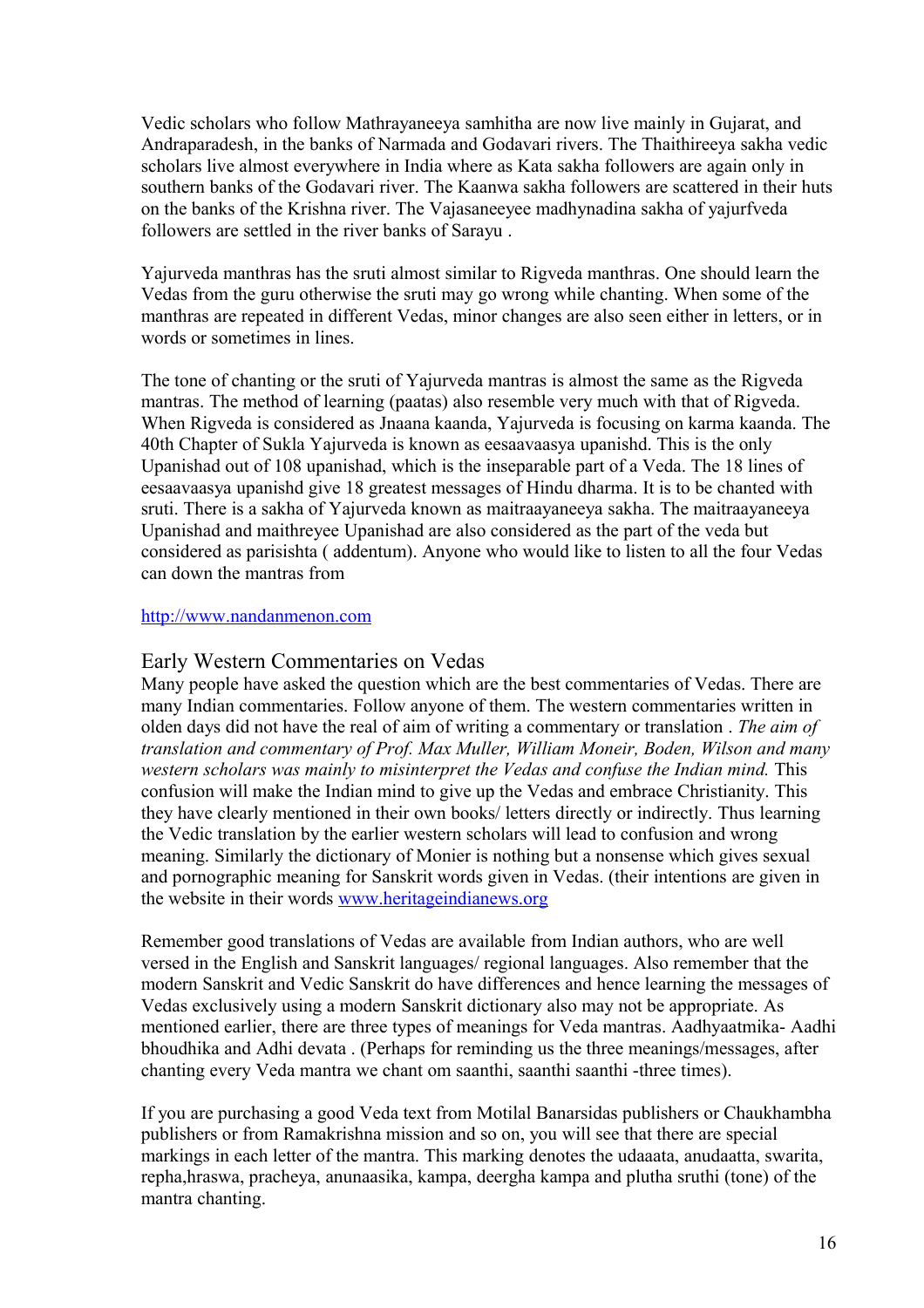Vedic scholars who follow Mathrayaneeya samhitha are now live mainly in Gujarat, and Andraparadesh, in the banks of Narmada and Godavari rivers. The Thaithireeya sakha vedic scholars live almost everywhere in India where as Kata sakha followers are again only in southern banks of the Godavari river. The Kaanwa sakha followers are scattered in their huts on the banks of the Krishna river. The Vajasaneeyee madhynadina sakha of yajurfveda followers are settled in the river banks of Sarayu .

Yajurveda manthras has the sruti almost similar to Rigveda manthras. One should learn the Vedas from the guru otherwise the sruti may go wrong while chanting. When some of the manthras are repeated in different Vedas, minor changes are also seen either in letters, or in words or sometimes in lines.

The tone of chanting or the sruti of Yajurveda mantras is almost the same as the Rigveda mantras. The method of learning (paatas) also resemble very much with that of Rigveda. When Rigveda is considered as Jnaana kaanda, Yajurveda is focusing on karma kaanda. The 40th Chapter of Sukla Yajurveda is known as eesaavaasya upanishd. This is the only Upanishad out of 108 upanishad, which is the inseparable part of a Veda. The 18 lines of eesaavaasya upanishd give 18 greatest messages of Hindu dharma. It is to be chanted with sruti. There is a sakha of Yajurveda known as maitraayaneeya sakha. The maitraayaneeya Upanishad and maithreyee Upanishad are also considered as the part of the veda but considered as parisishta ( addentum). Anyone who would like to listen to all the four Vedas can down the mantras from

http://www.nandanmenon.com

## Early Western Commentaries on Vedas

Many people have asked the question which are the best commentaries of Vedas. There are many Indian commentaries. Follow anyone of them. The western commentaries written in olden days did not have the real of aim of writing a commentary or translation . *The aim of translation and commentary of Prof. Max Muller, William Moneir, Boden, Wilson and many western scholars was mainly to misinterpret the Vedas and confuse the Indian mind.* This confusion will make the Indian mind to give up the Vedas and embrace Christianity. This they have clearly mentioned in their own books/ letters directly or indirectly. Thus learning the Vedic translation by the earlier western scholars will lead to confusion and wrong meaning. Similarly the dictionary of Monier is nothing but a nonsense which gives sexual and pornographic meaning for Sanskrit words given in Vedas. (their intentions are given in the website in their words www.heritageindianews.org

Remember good translations of Vedas are available from Indian authors, who are well versed in the English and Sanskrit languages/ regional languages. Also remember that the modern Sanskrit and Vedic Sanskrit do have differences and hence learning the messages of Vedas exclusively using a modern Sanskrit dictionary also may not be appropriate. As mentioned earlier, there are three types of meanings for Veda mantras. Aadhyaatmika- Aadhi bhoudhika and Adhi devata . (Perhaps for reminding us the three meanings/messages, after chanting every Veda mantra we chant om saanthi, saanthi saanthi -three times).

If you are purchasing a good Veda text from Motilal Banarsidas publishers or Chaukhambha publishers or from Ramakrishna mission and so on, you will see that there are special markings in each letter of the mantra. This marking denotes the udaaata, anudaatta, swarita, repha,hraswa, pracheya, anunaasika, kampa, deergha kampa and plutha sruthi (tone) of the mantra chanting.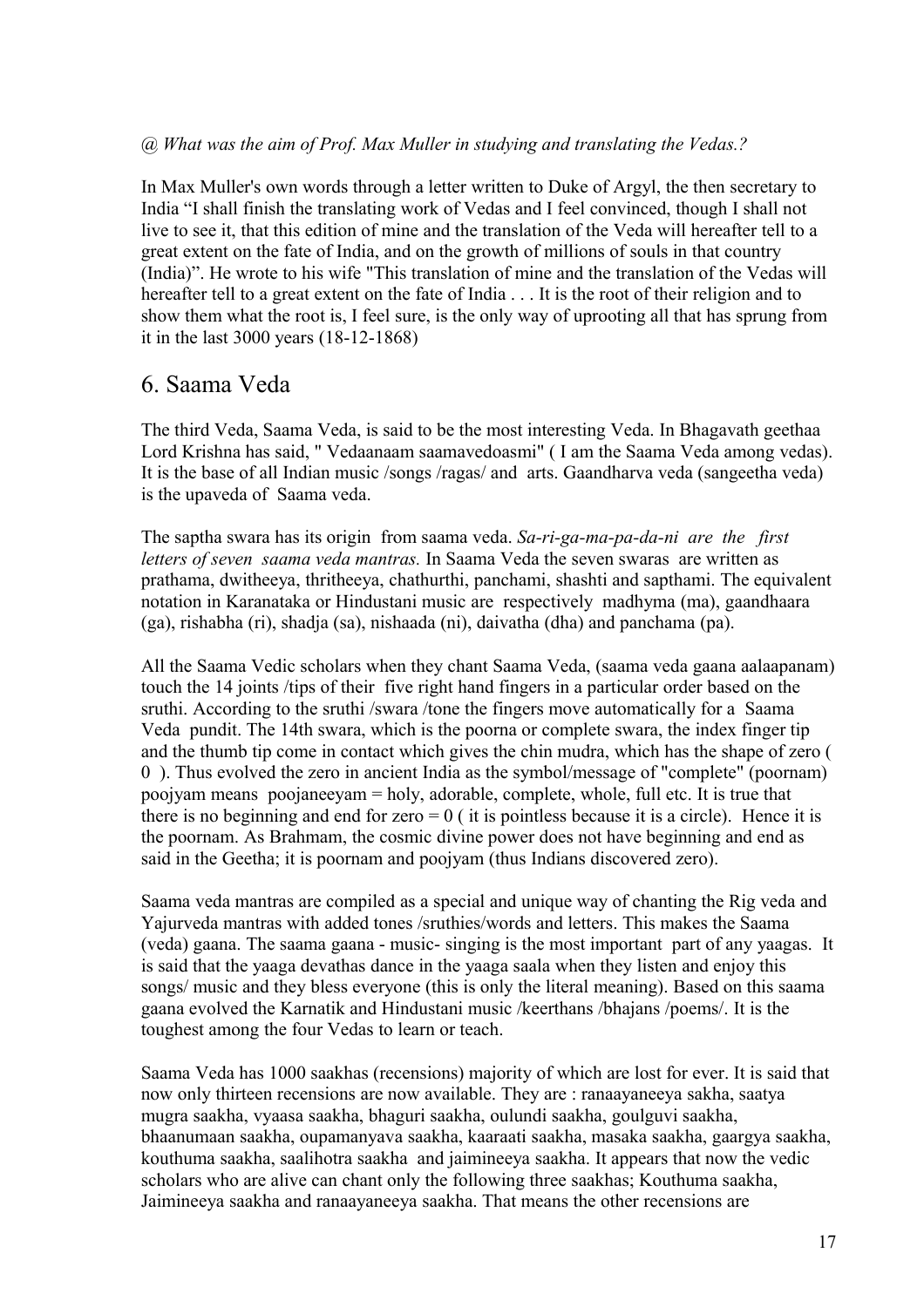*@ What was the aim of Prof. Max Muller in studying and translating the Vedas.?*

In Max Muller's own words through a letter written to Duke of Argyl, the then secretary to India "I shall finish the translating work of Vedas and I feel convinced, though I shall not live to see it, that this edition of mine and the translation of the Veda will hereafter tell to a great extent on the fate of India, and on the growth of millions of souls in that country (India)". He wrote to his wife "This translation of mine and the translation of the Vedas will hereafter tell to a great extent on the fate of India . . . It is the root of their religion and to show them what the root is, I feel sure, is the only way of uprooting all that has sprung from it in the last 3000 years (18-12-1868)

## 6. Saama Veda

The third Veda, Saama Veda, is said to be the most interesting Veda. In Bhagavath geethaa Lord Krishna has said, " Vedaanaam saamavedoasmi" ( I am the Saama Veda among vedas). It is the base of all Indian music /songs /ragas/ and arts. Gaandharva veda (sangeetha veda) is the upaveda of Saama veda.

The saptha swara has its origin from saama veda. *Sa-ri-ga-ma-pa-da-ni are the first letters of seven saama veda mantras.* In Saama Veda the seven swaras are written as prathama, dwitheeya, thritheeya, chathurthi, panchami, shashti and sapthami. The equivalent notation in Karanataka or Hindustani music are respectively madhyma (ma), gaandhaara (ga), rishabha (ri), shadja (sa), nishaada (ni), daivatha (dha) and panchama (pa).

All the Saama Vedic scholars when they chant Saama Veda, (saama veda gaana aalaapanam) touch the 14 joints /tips of their five right hand fingers in a particular order based on the sruthi. According to the sruthi /swara /tone the fingers move automatically for a Saama Veda pundit. The 14th swara, which is the poorna or complete swara, the index finger tip and the thumb tip come in contact which gives the chin mudra, which has the shape of zero ( 0 ). Thus evolved the zero in ancient India as the symbol/message of "complete" (poornam) poojyam means poojaneeyam = holy, adorable, complete, whole, full etc. It is true that there is no beginning and end for zero = 0 ( it is pointless because it is a circle). Hence it is the poornam. As Brahmam, the cosmic divine power does not have beginning and end as said in the Geetha; it is poornam and poojyam (thus Indians discovered zero).

Saama veda mantras are compiled as a special and unique way of chanting the Rig veda and Yajurveda mantras with added tones /sruthies/words and letters. This makes the Saama (veda) gaana. The saama gaana - music- singing is the most important part of any yaagas. It is said that the yaaga devathas dance in the yaaga saala when they listen and enjoy this songs/ music and they bless everyone (this is only the literal meaning). Based on this saama gaana evolved the Karnatik and Hindustani music /keerthans /bhajans /poems/. It is the toughest among the four Vedas to learn or teach.

Saama Veda has 1000 saakhas (recensions) majority of which are lost for ever. It is said that now only thirteen recensions are now available. They are : ranaayaneeya sakha, saatya mugra saakha, vyaasa saakha, bhaguri saakha, oulundi saakha, goulguvi saakha, bhaanumaan saakha, oupamanyava saakha, kaaraati saakha, masaka saakha, gaargya saakha, kouthuma saakha, saalihotra saakha and jaimineeya saakha. It appears that now the vedic scholars who are alive can chant only the following three saakhas; Kouthuma saakha, Jaimineeya saakha and ranaayaneeya saakha. That means the other recensions are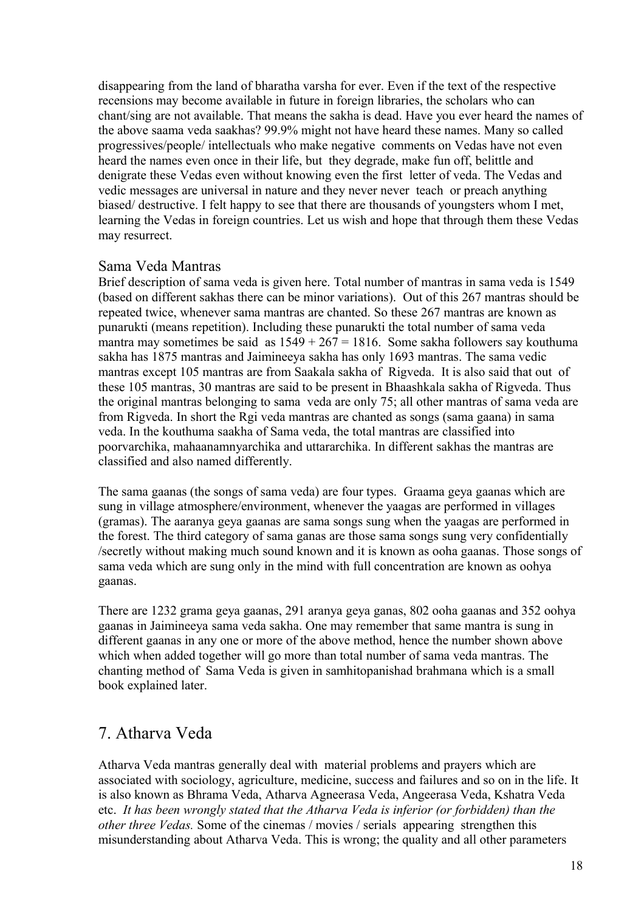disappearing from the land of bharatha varsha for ever. Even if the text of the respective recensions may become available in future in foreign libraries, the scholars who can chant/sing are not available. That means the sakha is dead. Have you ever heard the names of the above saama veda saakhas? 99.9% might not have heard these names. Many so called progressives/people/ intellectuals who make negative comments on Vedas have not even heard the names even once in their life, but they degrade, make fun off, belittle and denigrate these Vedas even without knowing even the first letter of veda. The Vedas and vedic messages are universal in nature and they never never teach or preach anything biased/ destructive. I felt happy to see that there are thousands of youngsters whom I met, learning the Vedas in foreign countries. Let us wish and hope that through them these Vedas may resurrect.

### Sama Veda Mantras

Brief description of sama veda is given here. Total number of mantras in sama veda is 1549 (based on different sakhas there can be minor variations). Out of this 267 mantras should be repeated twice, whenever sama mantras are chanted. So these 267 mantras are known as punarukti (means repetition). Including these punarukti the total number of sama veda mantra may sometimes be said as 1549 + 267 = 1816. Some sakha followers say kouthuma sakha has 1875 mantras and Jaimineeya sakha has only 1693 mantras. The sama vedic mantras except 105 mantras are from Saakala sakha of Rigveda. It is also said that out of these 105 mantras, 30 mantras are said to be present in Bhaashkala sakha of Rigveda. Thus the original mantras belonging to sama veda are only 75; all other mantras of sama veda are from Rigveda. In short the Rgi veda mantras are chanted as songs (sama gaana) in sama veda. In the kouthuma saakha of Sama veda, the total mantras are classified into poorvarchika, mahaanamnyarchika and uttararchika. In different sakhas the mantras are classified and also named differently.

The sama gaanas (the songs of sama veda) are four types. Graama geya gaanas which are sung in village atmosphere/environment, whenever the yaagas are performed in villages (gramas). The aaranya geya gaanas are sama songs sung when the yaagas are performed in the forest. The third category of sama ganas are those sama songs sung very confidentially /secretly without making much sound known and it is known as ooha gaanas. Those songs of sama veda which are sung only in the mind with full concentration are known as oohya gaanas.

There are 1232 grama geya gaanas, 291 aranya geya ganas, 802 ooha gaanas and 352 oohya gaanas in Jaimineeya sama veda sakha. One may remember that same mantra is sung in different gaanas in any one or more of the above method, hence the number shown above which when added together will go more than total number of sama veda mantras. The chanting method of Sama Veda is given in samhitopanishad brahmana which is a small book explained later.

## 7. Atharva Veda

Atharva Veda mantras generally deal with material problems and prayers which are associated with sociology, agriculture, medicine, success and failures and so on in the life. It is also known as Bhrama Veda, Atharva Agneerasa Veda, Angeerasa Veda, Kshatra Veda etc. *It has been wrongly stated that the Atharva Veda is inferior (or forbidden) than the other three Vedas.* Some of the cinemas / movies / serials appearing strengthen this misunderstanding about Atharva Veda. This is wrong; the quality and all other parameters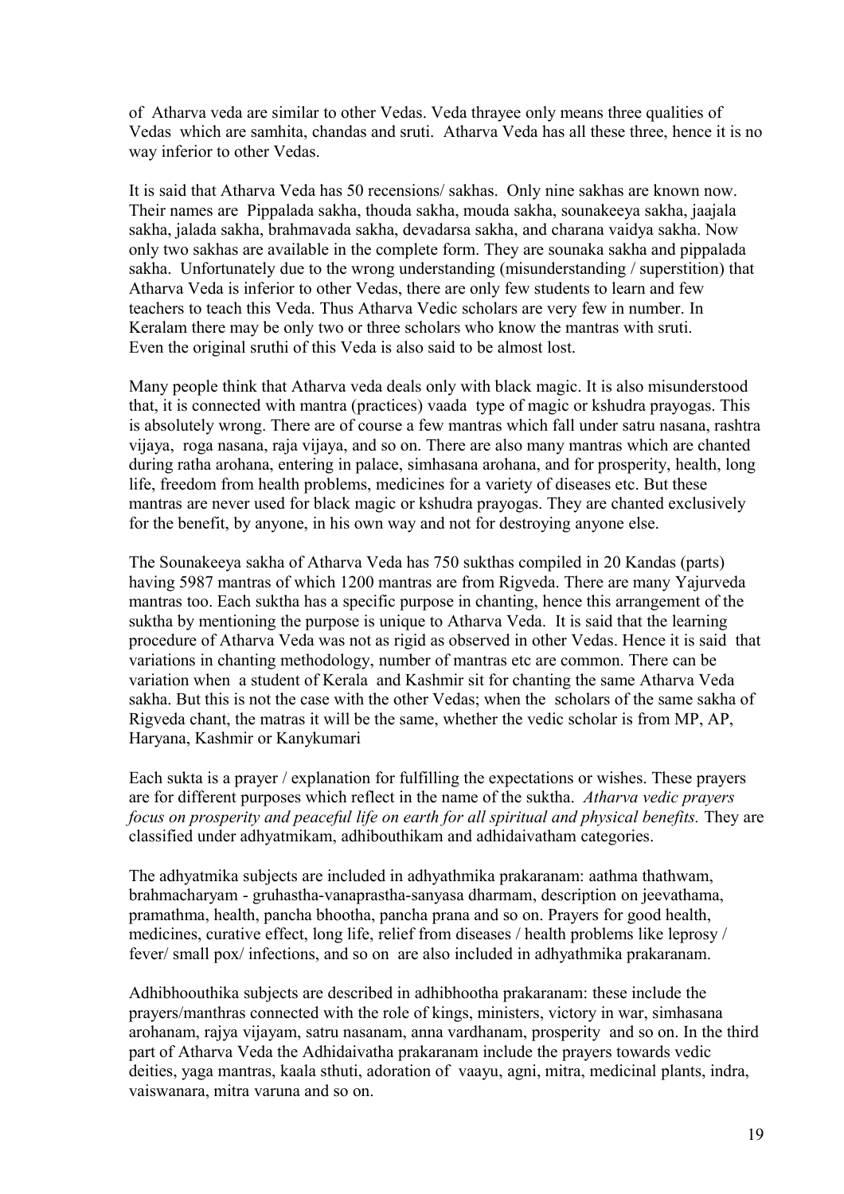of Atharva veda are similar to other Vedas. Veda thrayee only means three qualities of Vedas which are samhita, chandas and sruti. Atharva Veda has all these three, hence it is no way inferior to other Vedas.

It is said that Atharva Veda has 50 recensions/ sakhas. Only nine sakhas are known now. Their names are Pippalada sakha, thouda sakha, mouda sakha, sounakeeya sakha, jaajala sakha, jalada sakha, brahmavada sakha, devadarsa sakha, and charana vaidya sakha. Now only two sakhas are available in the complete form. They are sounaka sakha and pippalada sakha. Unfortunately due to the wrong understanding (misunderstanding / superstition) that Atharva Veda is inferior to other Vedas, there are only few students to learn and few teachers to teach this Veda. Thus Atharva Vedic scholars are very few in number. In Keralam there may be only two or three scholars who know the mantras with sruti. Even the original sruthi of this Veda is also said to be almost lost.

Many people think that Atharva veda deals only with black magic. It is also misunderstood that, it is connected with mantra (practices) vaada type of magic or kshudra prayogas. This is absolutely wrong. There are of course a few mantras which fall under satru nasana, rashtra vijaya, roga nasana, raja vijaya, and so on. There are also many mantras which are chanted during ratha arohana, entering in palace, simhasana arohana, and for prosperity, health, long life, freedom from health problems, medicines for a variety of diseases etc. But these mantras are never used for black magic or kshudra prayogas. They are chanted exclusively for the benefit, by anyone, in his own way and not for destroying anyone else.

The Sounakeeya sakha of Atharva Veda has 750 sukthas compiled in 20 Kandas (parts) having 5987 mantras of which 1200 mantras are from Rigveda. There are many Yajurveda mantras too. Each suktha has a specific purpose in chanting, hence this arrangement of the suktha by mentioning the purpose is unique to Atharva Veda. It is said that the learning procedure of Atharva Veda was not as rigid as observed in other Vedas. Hence it is said that variations in chanting methodology, number of mantras etc are common. There can be variation when a student of Kerala and Kashmir sit for chanting the same Atharva Veda sakha. But this is not the case with the other Vedas; when the scholars of the same sakha of Rigveda chant, the matras it will be the same, whether the vedic scholar is from MP, AP, Haryana, Kashmir or Kanykumari

Each sukta is a prayer / explanation for fulfilling the expectations or wishes. These prayers are for different purposes which reflect in the name of the suktha. *Atharva vedic prayers focus on prosperity and peaceful life on earth for all spiritual and physical benefits.* They are classified under adhyatmikam, adhibouthikam and adhidaivatham categories.

The adhyatmika subjects are included in adhyathmika prakaranam: aathma thathwam, brahmacharyam - gruhastha-vanaprastha-sanyasa dharmam, description on jeevathama, pramathma, health, pancha bhootha, pancha prana and so on. Prayers for good health, medicines, curative effect, long life, relief from diseases / health problems like leprosy / fever/ small pox/ infections, and so on are also included in adhyathmika prakaranam.

Adhibhoouthika subjects are described in adhibhootha prakaranam: these include the prayers/manthras connected with the role of kings, ministers, victory in war, simhasana arohanam, rajya vijayam, satru nasanam, anna vardhanam, prosperity and so on. In the third part of Atharva Veda the Adhidaivatha prakaranam include the prayers towards vedic deities, yaga mantras, kaala sthuti, adoration of vaayu, agni, mitra, medicinal plants, indra, vaiswanara, mitra varuna and so on.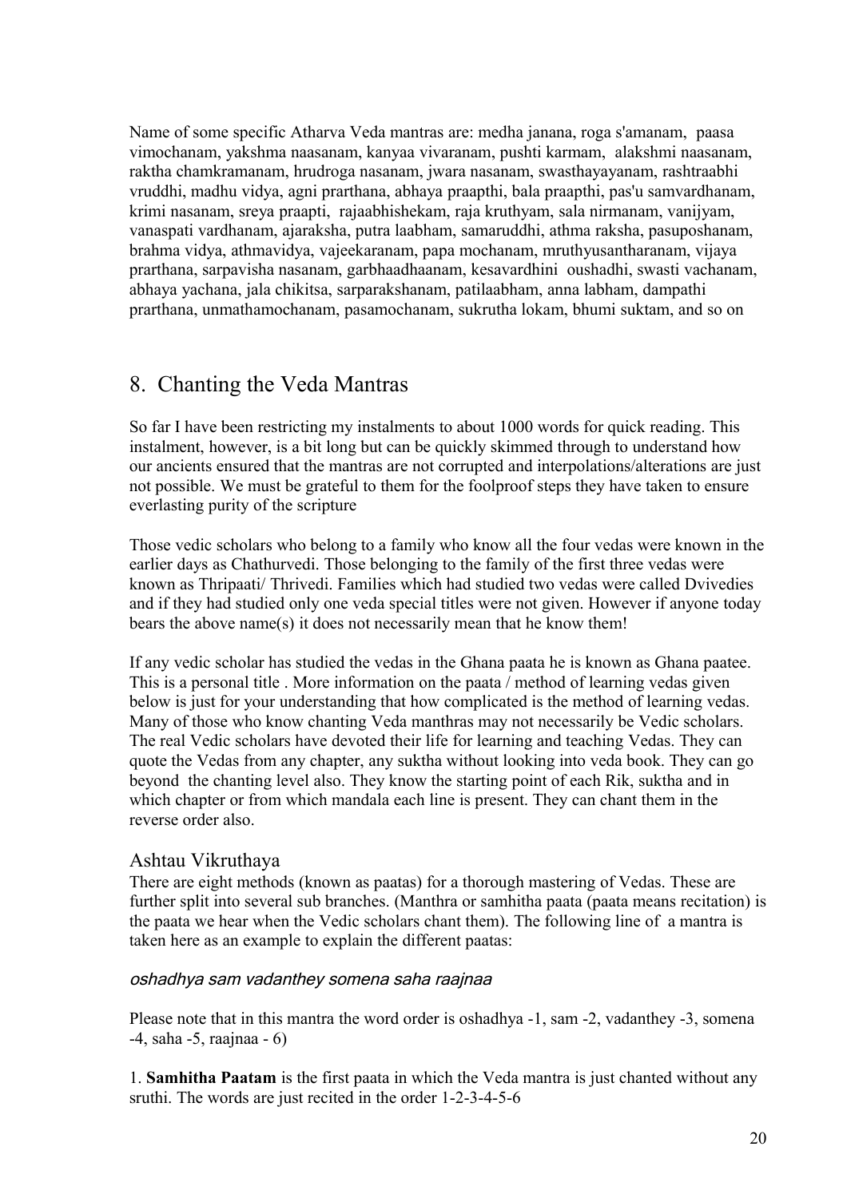Name of some specific Atharva Veda mantras are: medha janana, roga s'amanam, paasa vimochanam, yakshma naasanam, kanyaa vivaranam, pushti karmam, alakshmi naasanam, raktha chamkramanam, hrudroga nasanam, jwara nasanam, swasthayayanam, rashtraabhi vruddhi, madhu vidya, agni prarthana, abhaya praapthi, bala praapthi, pas'u samvardhanam, krimi nasanam, sreya praapti, rajaabhishekam, raja kruthyam, sala nirmanam, vanijyam, vanaspati vardhanam, ajaraksha, putra laabham, samaruddhi, athma raksha, pasuposhanam, brahma vidya, athmavidya, vajeekaranam, papa mochanam, mruthyusantharanam, vijaya prarthana, sarpavisha nasanam, garbhaadhaanam, kesavardhini oushadhi, swasti vachanam, abhaya yachana, jala chikitsa, sarparakshanam, patilaabham, anna labham, dampathi prarthana, unmathamochanam, pasamochanam, sukrutha lokam, bhumi suktam, and so on

## 8. Chanting the Veda Mantras

So far I have been restricting my instalments to about 1000 words for quick reading. This instalment, however, is a bit long but can be quickly skimmed through to understand how our ancients ensured that the mantras are not corrupted and interpolations/alterations are just not possible. We must be grateful to them for the foolproof steps they have taken to ensure everlasting purity of the scripture

Those vedic scholars who belong to a family who know all the four vedas were known in the earlier days as Chathurvedi. Those belonging to the family of the first three vedas were known as Thripaati/ Thrivedi. Families which had studied two vedas were called Dvivedies and if they had studied only one veda special titles were not given. However if anyone today bears the above name(s) it does not necessarily mean that he know them!

If any vedic scholar has studied the vedas in the Ghana paata he is known as Ghana paatee. This is a personal title . More information on the paata / method of learning vedas given below is just for your understanding that how complicated is the method of learning vedas. Many of those who know chanting Veda manthras may not necessarily be Vedic scholars. The real Vedic scholars have devoted their life for learning and teaching Vedas. They can quote the Vedas from any chapter, any suktha without looking into veda book. They can go beyond the chanting level also. They know the starting point of each Rik, suktha and in which chapter or from which mandala each line is present. They can chant them in the reverse order also.

### Ashtau Vikruthaya

There are eight methods (known as paatas) for a thorough mastering of Vedas. These are further split into several sub branches. (Manthra or samhitha paata (paata means recitation) is the paata we hear when the Vedic scholars chant them). The following line of a mantra is taken here as an example to explain the different paatas:

*oshadhya sam vadanthey somena saha raajnaa*

Please note that in this mantra the word order is oshadhya -1, sam -2, vadanthey -3, somena -4, saha -5, raajnaa - 6)

1. **Samhitha Paatam** is the first paata in which the Veda mantra is just chanted without any sruthi. The words are just recited in the order 1-2-3-4-5-6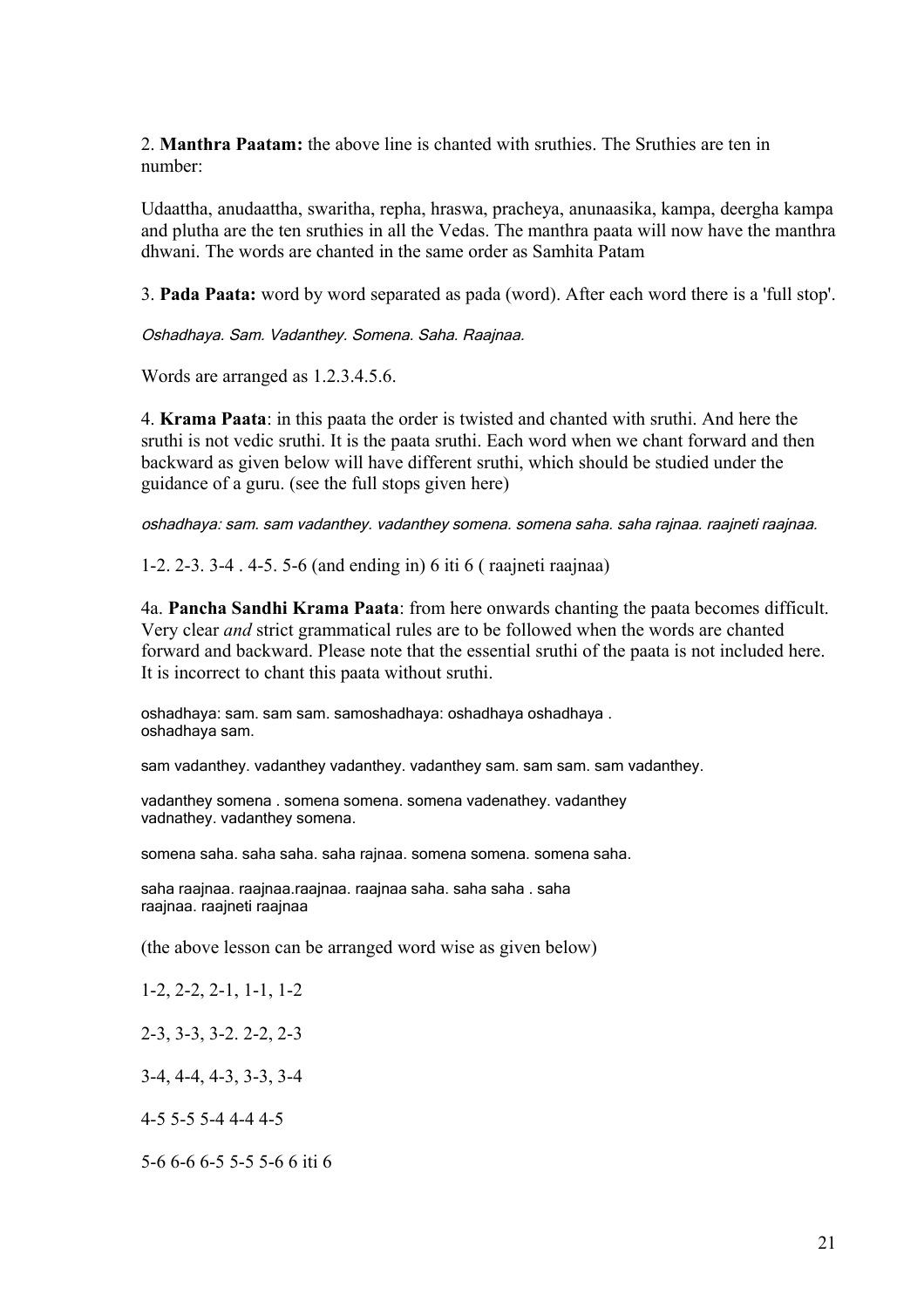2. **Manthra Paatam:** the above line is chanted with sruthies. The Sruthies are ten in number:

Udaattha, anudaattha, swaritha, repha, hraswa, pracheya, anunaasika, kampa, deergha kampa and plutha are the ten sruthies in all the Vedas. The manthra paata will now have the manthra dhwani. The words are chanted in the same order as Samhita Patam

3. **Pada Paata:** word by word separated as pada (word). After each word there is a 'full stop'.

*Oshadhaya. Sam. Vadanthey. Somena. Saha. Raajnaa.*

Words are arranged as 1.2.3.4.5.6.

4. **Krama Paata**: in this paata the order is twisted and chanted with sruthi. And here the sruthi is not vedic sruthi. It is the paata sruthi. Each word when we chant forward and then backward as given below will have different sruthi, which should be studied under the guidance of a guru. (see the full stops given here)

*oshadhaya: sam. sam vadanthey. vadanthey somena. somena saha. saha rajnaa. raajneti raajnaa.*

1-2. 2-3. 3-4 . 4-5. 5-6 (and ending in) 6 iti 6 ( raajneti raajnaa)

4a. **Pancha Sandhi Krama Paata**: from here onwards chanting the paata becomes difficult. Very clear *and* strict grammatical rules are to be followed when the words are chanted forward and backward. Please note that the essential sruthi of the paata is not included here. It is incorrect to chant this paata without sruthi.

oshadhaya: sam. sam sam. samoshadhaya: oshadhaya oshadhaya . oshadhaya sam.

sam vadanthey. vadanthey vadanthey. vadanthey sam. sam sam. sam vadanthey.

vadanthey somena . somena somena. somena vadenathey. vadanthey vadnathey. vadanthey somena.

somena saha. saha saha. saha rajnaa. somena somena. somena saha.

saha raajnaa. raajnaa.raajnaa. raajnaa saha. saha saha . saha raajnaa. raajneti raajnaa

(the above lesson can be arranged word wise as given below)

1-2, 2-2, 2-1, 1-1, 1-2

2-3, 3-3, 3-2. 2-2, 2-3

3-4, 4-4, 4-3, 3-3, 3-4

4-5 5-5 5-4 4-4 4-5

5-6 6-6 6-5 5-5 5-6 6 iti 6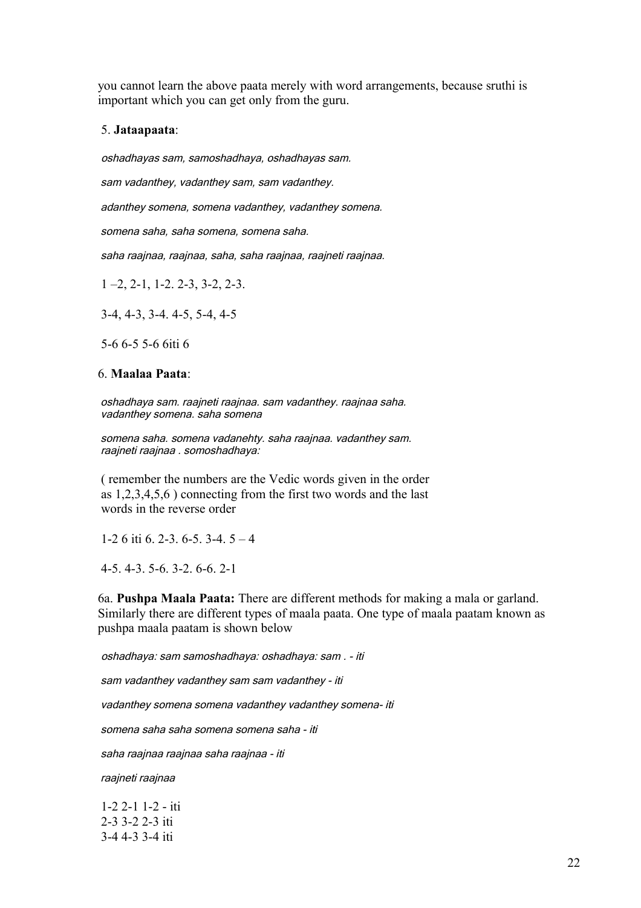you cannot learn the above paata merely with word arrangements, because sruthi is important which you can get only from the guru.

5. **Jataapaata**:

*oshadhayas sam, samoshadhaya, oshadhayas sam.*

*sam vadanthey, vadanthey sam, sam vadanthey.*

*adanthey somena, somena vadanthey, vadanthey somena.*

*somena saha, saha somena, somena saha.*

*saha raajnaa, raajnaa, saha, saha raajnaa, raajneti raajnaa.*

1 –2, 2-1, 1-2. 2-3, 3-2, 2-3.

3-4, 4-3, 3-4. 4-5, 5-4, 4-5

5-6 6-5 5-6 6iti 6

6. **Maalaa Paata**:

*oshadhaya sam. raajneti raajnaa. sam vadanthey. raajnaa saha. vadanthey somena. saha somena*

*somena saha. somena vadanehty. saha raajnaa. vadanthey sam. raajneti raajnaa . somoshadhaya:*

( remember the numbers are the Vedic words given in the order as 1,2,3,4,5,6 ) connecting from the first two words and the last words in the reverse order

1-2 6 iti 6. 2-3. 6-5. 3-4. 5 – 4

4-5. 4-3. 5-6. 3-2. 6-6. 2-1

6a. **Pushpa Maala Paata:** There are different methods for making a mala or garland. Similarly there are different types of maala paata. One type of maala paatam known as pushpa maala paatam is shown below

*oshadhaya: sam samoshadhaya: oshadhaya: sam . - iti*

*sam vadanthey vadanthey sam sam vadanthey - iti*

*vadanthey somena somena vadanthey vadanthey somena- iti*

*somena saha saha somena somena saha - iti*

*saha raajnaa raajnaa saha raajnaa - iti*

*raajneti raajnaa*

1-2 2-1 1-2 - iti
2-3 3-2 2-3 iti
3-4 4-3 3-4 iti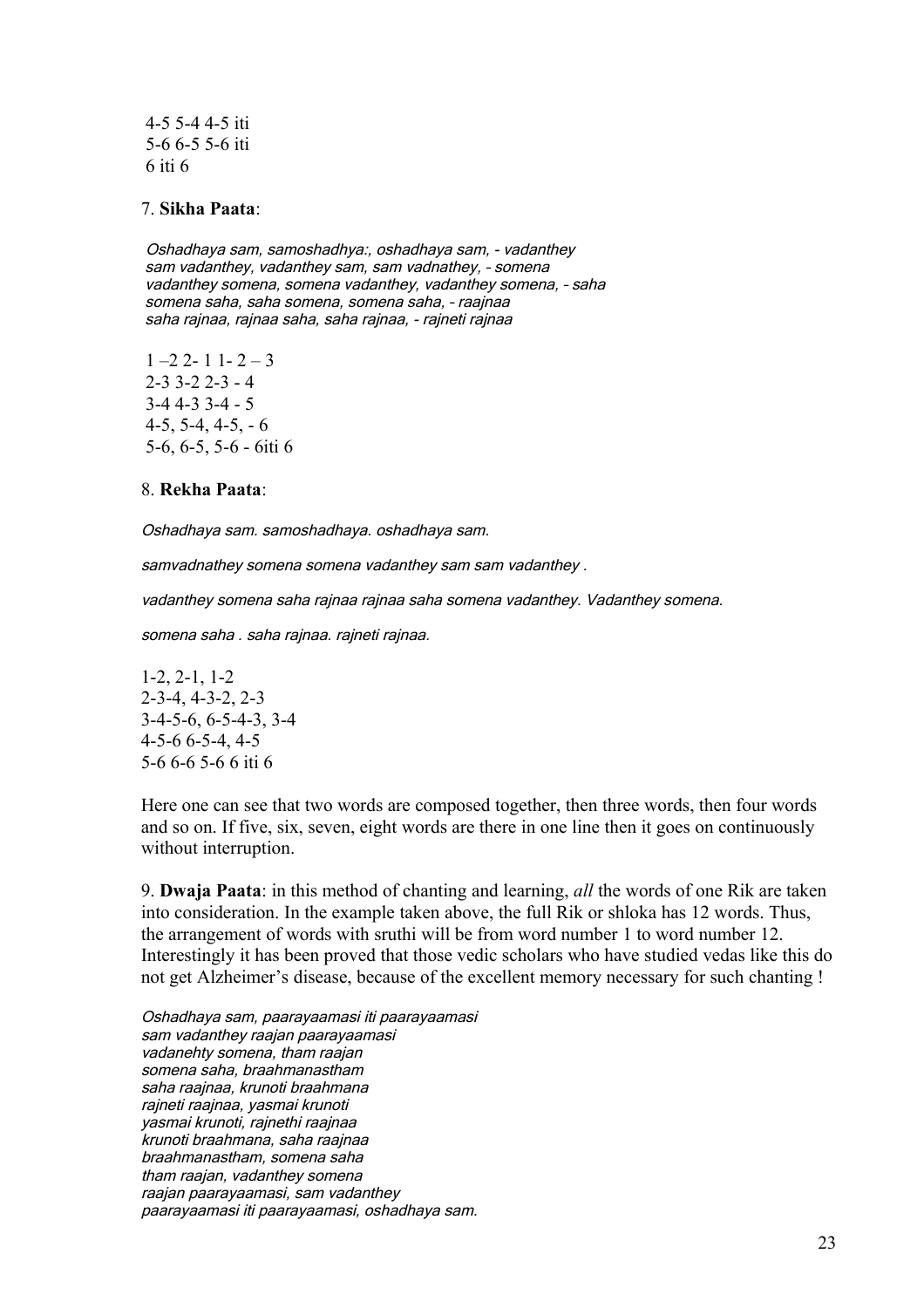4-5 5-4 4-5 iti
5-6 6-5 5-6 iti
6 iti 6

7. **Sikha Paata**:

*Oshadhaya sam, samoshadhya:, oshadhaya sam, - vadanthey*
*sam vadanthey, vadanthey sam, sam vadnathey, - somena*
*vadanthey somena, somena vadanthey, vadanthey somena, - saha*
*somena saha, saha somena, somena saha, - raajnaa*
*saha rajnaa, rajnaa saha, saha rajnaa, - rajneti rajnaa*

1 –2 2- 1 1- 2 – 3
2-3 3-2 2-3 - 4
3-4 4-3 3-4 - 5
4-5, 5-4, 4-5, - 6
5-6, 6-5, 5-6 - 6iti 6

8. **Rekha Paata**:

*Oshadhaya sam. samoshadhaya. oshadhaya sam.*

*samvadnathey somena somena vadanthey sam sam vadanthey .*

*vadanthey somena saha rajnaa rajnaa saha somena vadanthey. Vadanthey somena.*

*somena saha . saha rajnaa. rajneti rajnaa.*

1-2, 2-1, 1-2
2-3-4, 4-3-2, 2-3
3-4-5-6, 6-5-4-3, 3-4
4-5-6 6-5-4, 4-5
5-6 6-6 5-6 6 iti 6

Here one can see that two words are composed together, then three words, then four words and so on. If five, six, seven, eight words are there in one line then it goes on continuously without interruption.

9. **Dwaja Paata**: in this method of chanting and learning, *all* the words of one Rik are taken into consideration. In the example taken above, the full Rik or shloka has 12 words. Thus, the arrangement of words with sruthi will be from word number 1 to word number 12. Interestingly it has been proved that those vedic scholars who have studied vedas like this do not get Alzheimer's disease, because of the excellent memory necessary for such chanting !

*Oshadhaya sam, paarayaamasi iti paarayaamasi*
*sam vadanthey raajan paarayaamasi*
*vadanehty somena, tham raajan*
*somena saha, braahmanastham*
*saha raajnaa, krunoti braahmana*
*rajneti raajnaa, yasmai krunoti*
*yasmai krunoti, rajnethi raajnaa*
*krunoti braahmana, saha raajnaa*
*braahmanastham, somena saha*
*tham raajan, vadanthey somena*
*raajan paarayaamasi, sam vadanthey*
*paarayaamasi iti paarayaamasi, oshadhaya sam.*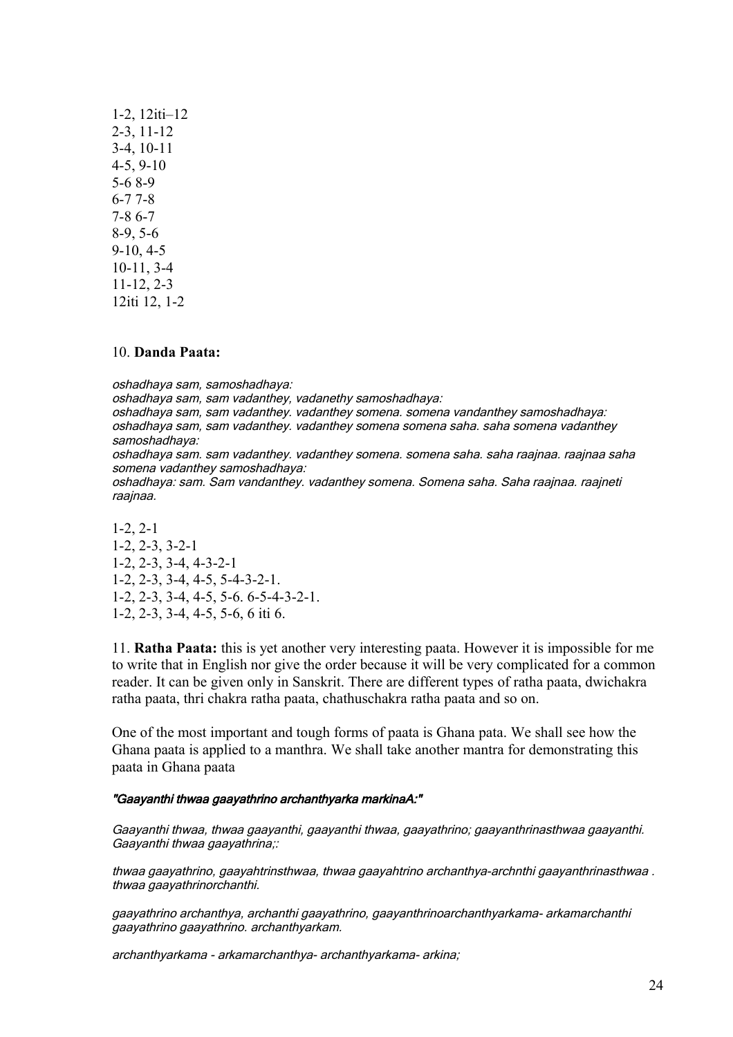1-2, 12iti–12
2-3, 11-12
3-4, 10-11
4-5, 9-10
5-6 8-9
6-7 7-8
7-8 6-7
8-9, 5-6
9-10, 4-5
10-11, 3-4
11-12, 2-3
12iti 12, 1-2

10. **Danda Paata:**

*oshadhaya sam, samoshadhaya:*
*oshadhaya sam, sam vadanthey, vadanethy samoshadhaya:*
*oshadhaya sam, sam vadanthey. vadanthey somena. somena vandanthey samoshadhaya:*
*oshadhaya sam, sam vadanthey. vadanthey somena somena saha. saha somena vadanthey samoshadhaya:*
*oshadhaya sam. sam vadanthey. vadanthey somena. somena saha. saha raajnaa. raajnaa saha somena vadanthey samoshadhaya:*
*oshadhaya: sam. Sam vandanthey. vadanthey somena. Somena saha. Saha raajnaa. raajneti raajnaa.*

1-2, 2-1
1-2, 2-3, 3-2-1
1-2, 2-3, 3-4, 4-3-2-1
1-2, 2-3, 3-4, 4-5, 5-4-3-2-1.
1-2, 2-3, 3-4, 4-5, 5-6. 6-5-4-3-2-1.
1-2, 2-3, 3-4, 4-5, 5-6, 6 iti 6.

11. **Ratha Paata:** this is yet another very interesting paata. However it is impossible for me to write that in English nor give the order because it will be very complicated for a common reader. It can be given only in Sanskrit. There are different types of ratha paata, dwichakra ratha paata, thri chakra ratha paata, chathuschakra ratha paata and so on.

One of the most important and tough forms of paata is Ghana pata. We shall see how the Ghana paata is applied to a manthra. We shall take another mantra for demonstrating this paata in Ghana paata

***"Gaayanthi thwaa gaayathrino archanthyarka markinaA:"***

*Gaayanthi thwaa, thwaa gaayanthi, gaayanthi thwaa, gaayathrino; gaayanthrinasthwaa gaayanthi. Gaayanthi thwaa gaayathrina;:*

*thwaa gaayathrino, gaayahtrinsthwaa, thwaa gaayahtrino archanthya-archnthi gaayanthrinasthwaa . thwaa gaayathrinorchanthi.*

*gaayathrino archanthya, archanthi gaayathrino, gaayanthrinoarchanthyarkama- arkamarchanthi gaayathrino gaayathrino. archanthyarkam.*

*archanthyarkama - arkamarchanthya- archanthyarkama- arkina;*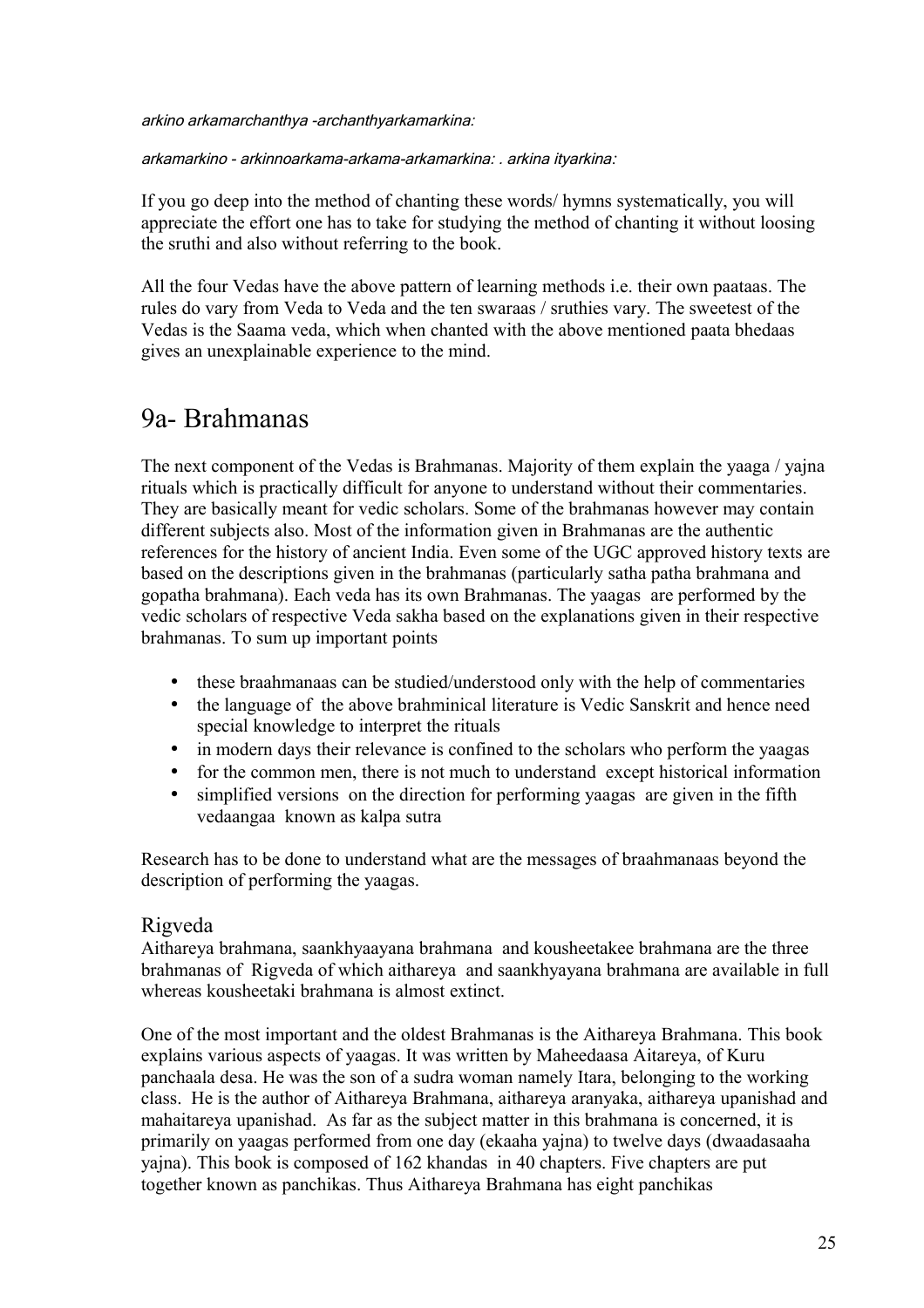*arkino arkamarchanthya -archanthyarkamarkina:*

*arkamarkino - arkinnoarkama-arkama-arkamarkina: . arkina ityarkina:*

If you go deep into the method of chanting these words/ hymns systematically, you will appreciate the effort one has to take for studying the method of chanting it without loosing the sruthi and also without referring to the book.

All the four Vedas have the above pattern of learning methods i.e. their own paataas. The rules do vary from Veda to Veda and the ten swaraas / sruthies vary. The sweetest of the Vedas is the Saama veda, which when chanted with the above mentioned paata bhedaas gives an unexplainable experience to the mind.

# 9a- Brahmanas

The next component of the Vedas is Brahmanas. Majority of them explain the yaaga / yajna rituals which is practically difficult for anyone to understand without their commentaries. They are basically meant for vedic scholars. Some of the brahmanas however may contain different subjects also. Most of the information given in Brahmanas are the authentic references for the history of ancient India. Even some of the UGC approved history texts are based on the descriptions given in the brahmanas (particularly satha patha brahmana and gopatha brahmana). Each veda has its own Brahmanas. The yaagas are performed by the vedic scholars of respective Veda sakha based on the explanations given in their respective brahmanas. To sum up important points

- these braahmanaas can be studied/understood only with the help of commentaries
- the language of the above brahminical literature is Vedic Sanskrit and hence need special knowledge to interpret the rituals
- in modern days their relevance is confined to the scholars who perform the yaagas
- for the common men, there is not much to understand except historical information
- simplified versions on the direction for performing yaagas are given in the fifth vedaangaa known as kalpa sutra

Research has to be done to understand what are the messages of braahmanaas beyond the description of performing the yaagas.

## Rigveda

Aithareya brahmana, saankhyaayana brahmana and kousheetakee brahmana are the three brahmanas of Rigveda of which aithareya and saankhyayana brahmana are available in full whereas kousheetaki brahmana is almost extinct.

One of the most important and the oldest Brahmanas is the Aithareya Brahmana. This book explains various aspects of yaagas. It was written by Maheedaasa Aitareya, of Kuru panchaala desa. He was the son of a sudra woman namely Itara, belonging to the working class. He is the author of Aithareya Brahmana, aithareya aranyaka, aithareya upanishad and mahaitareya upanishad. As far as the subject matter in this brahmana is concerned, it is primarily on yaagas performed from one day (ekaaha yajna) to twelve days (dwaadasaaha yajna). This book is composed of 162 khandas in 40 chapters. Five chapters are put together known as panchikas. Thus Aithareya Brahmana has eight panchikas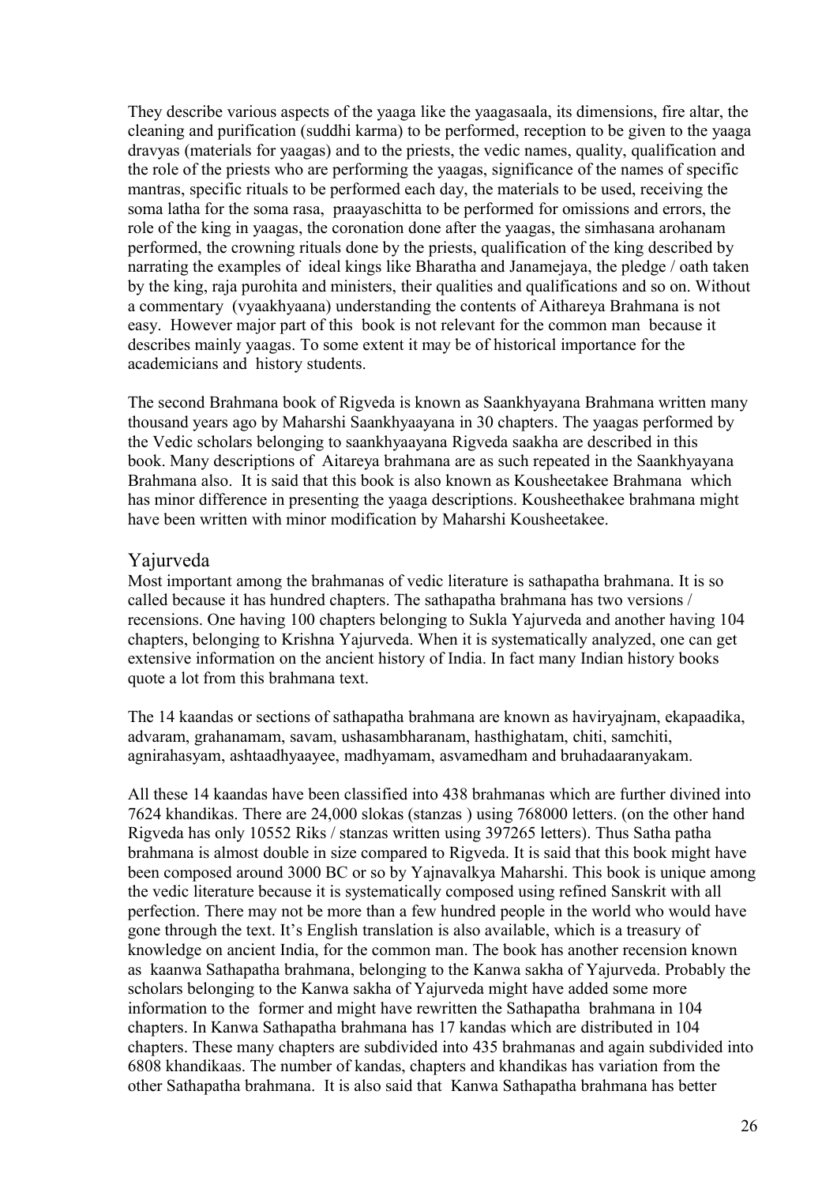They describe various aspects of the yaaga like the yaagasaala, its dimensions, fire altar, the cleaning and purification (suddhi karma) to be performed, reception to be given to the yaaga dravyas (materials for yaagas) and to the priests, the vedic names, quality, qualification and the role of the priests who are performing the yaagas, significance of the names of specific mantras, specific rituals to be performed each day, the materials to be used, receiving the soma latha for the soma rasa, praayaschitta to be performed for omissions and errors, the role of the king in yaagas, the coronation done after the yaagas, the simhasana arohanam performed, the crowning rituals done by the priests, qualification of the king described by narrating the examples of ideal kings like Bharatha and Janamejaya, the pledge / oath taken by the king, raja purohita and ministers, their qualities and qualifications and so on. Without a commentary (vyaakhyaana) understanding the contents of Aithareya Brahmana is not easy. However major part of this book is not relevant for the common man because it describes mainly yaagas. To some extent it may be of historical importance for the academicians and history students.

The second Brahmana book of Rigveda is known as Saankhyayana Brahmana written many thousand years ago by Maharshi Saankhyaayana in 30 chapters. The yaagas performed by the Vedic scholars belonging to saankhyaayana Rigveda saakha are described in this book. Many descriptions of Aitareya brahmana are as such repeated in the Saankhyayana Brahmana also. It is said that this book is also known as Kousheetakee Brahmana which has minor difference in presenting the yaaga descriptions. Kousheethakee brahmana might have been written with minor modification by Maharshi Kousheetakee.

## Yajurveda

Most important among the brahmanas of vedic literature is sathapatha brahmana. It is so called because it has hundred chapters. The sathapatha brahmana has two versions / recensions. One having 100 chapters belonging to Sukla Yajurveda and another having 104 chapters, belonging to Krishna Yajurveda. When it is systematically analyzed, one can get extensive information on the ancient history of India. In fact many Indian history books quote a lot from this brahmana text.

The 14 kaandas or sections of sathapatha brahmana are known as haviryajnam, ekapaadika, advaram, grahanamam, savam, ushasambharanam, hasthighatam, chiti, samchiti, agnirahasyam, ashtaadhyaayee, madhyamam, asvamedham and bruhadaaranyakam.

All these 14 kaandas have been classified into 438 brahmanas which are further divined into 7624 khandikas. There are 24,000 slokas (stanzas ) using 768000 letters. (on the other hand Rigveda has only 10552 Riks / stanzas written using 397265 letters). Thus Satha patha brahmana is almost double in size compared to Rigveda. It is said that this book might have been composed around 3000 BC or so by Yajnavalkya Maharshi. This book is unique among the vedic literature because it is systematically composed using refined Sanskrit with all perfection. There may not be more than a few hundred people in the world who would have gone through the text. It's English translation is also available, which is a treasury of knowledge on ancient India, for the common man. The book has another recension known as kaanwa Sathapatha brahmana, belonging to the Kanwa sakha of Yajurveda. Probably the scholars belonging to the Kanwa sakha of Yajurveda might have added some more information to the former and might have rewritten the Sathapatha brahmana in 104 chapters. In Kanwa Sathapatha brahmana has 17 kandas which are distributed in 104 chapters. These many chapters are subdivided into 435 brahmanas and again subdivided into 6808 khandikaas. The number of kandas, chapters and khandikas has variation from the other Sathapatha brahmana. It is also said that Kanwa Sathapatha brahmana has better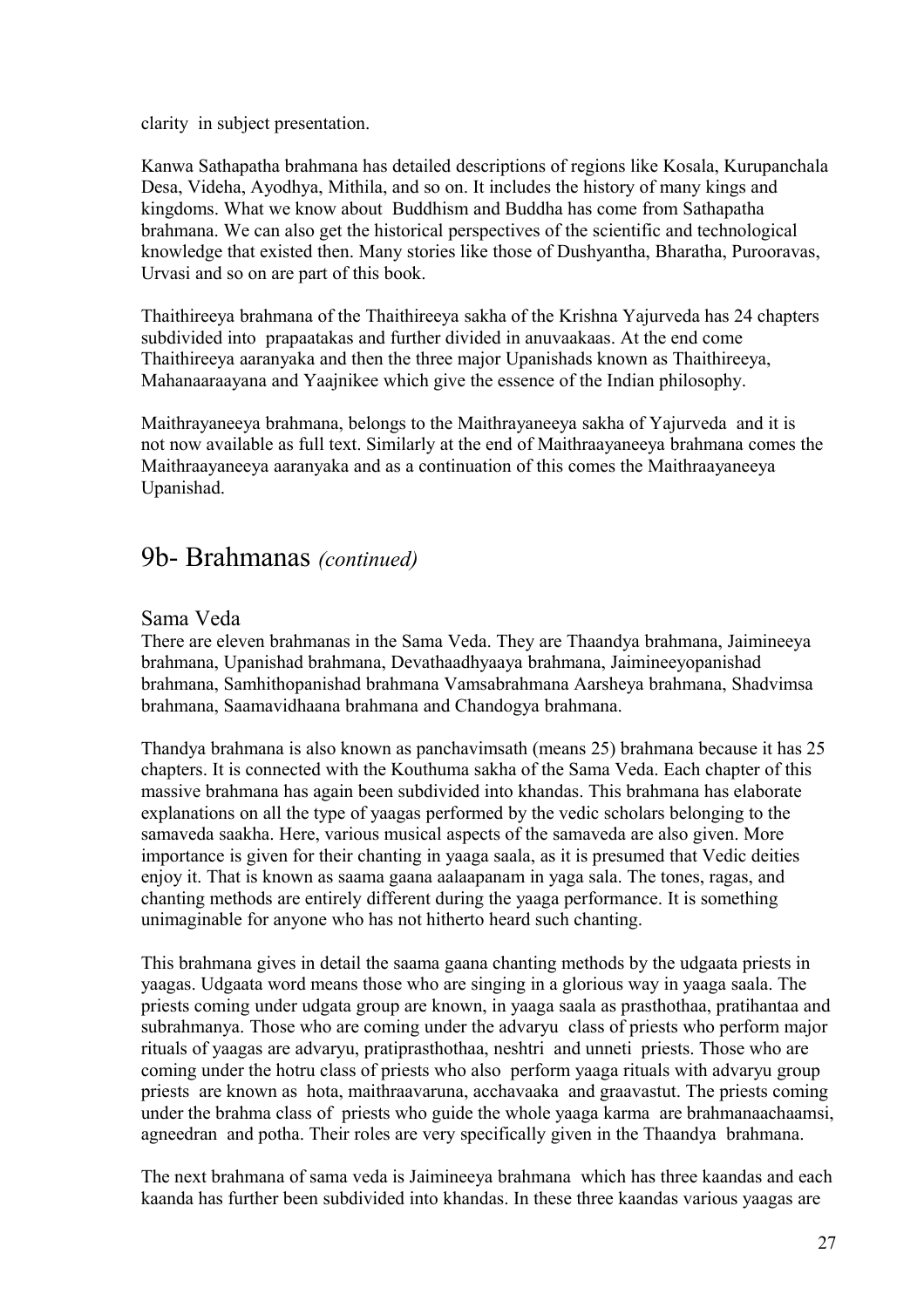clarity in subject presentation.

Kanwa Sathapatha brahmana has detailed descriptions of regions like Kosala, Kurupanchala Desa, Videha, Ayodhya, Mithila, and so on. It includes the history of many kings and kingdoms. What we know about Buddhism and Buddha has come from Sathapatha brahmana. We can also get the historical perspectives of the scientific and technological knowledge that existed then. Many stories like those of Dushyantha, Bharatha, Purooravas, Urvasi and so on are part of this book.

Thaithireeya brahmana of the Thaithireeya sakha of the Krishna Yajurveda has 24 chapters subdivided into prapaatakas and further divided in anuvaakaas. At the end come Thaithireeya aaranyaka and then the three major Upanishads known as Thaithireeya, Mahanaaraayana and Yaajnikee which give the essence of the Indian philosophy.

Maithrayaneeya brahmana, belongs to the Maithrayaneeya sakha of Yajurveda and it is not now available as full text. Similarly at the end of Maithraayaneeya brahmana comes the Maithraayaneeya aaranyaka and as a continuation of this comes the Maithraayaneeya Upanishad.

# 9b- Brahmanas *(continued)*

## Sama Veda

There are eleven brahmanas in the Sama Veda. They are Thaandya brahmana, Jaimineeya brahmana, Upanishad brahmana, Devathaadhyaaya brahmana, Jaimineeyopanishad brahmana, Samhithopanishad brahmana Vamsabrahmana Aarsheya brahmana, Shadvimsa brahmana, Saamavidhaana brahmana and Chandogya brahmana.

Thandya brahmana is also known as panchavimsath (means 25) brahmana because it has 25 chapters. It is connected with the Kouthuma sakha of the Sama Veda. Each chapter of this massive brahmana has again been subdivided into khandas. This brahmana has elaborate explanations on all the type of yaagas performed by the vedic scholars belonging to the samaveda saakha. Here, various musical aspects of the samaveda are also given. More importance is given for their chanting in yaaga saala, as it is presumed that Vedic deities enjoy it. That is known as saama gaana aalaapanam in yaga sala. The tones, ragas, and chanting methods are entirely different during the yaaga performance. It is something unimaginable for anyone who has not hitherto heard such chanting.

This brahmana gives in detail the saama gaana chanting methods by the udgaata priests in yaagas. Udgaata word means those who are singing in a glorious way in yaaga saala. The priests coming under udgata group are known, in yaaga saala as prasthothaa, pratihantaa and subrahmanya. Those who are coming under the advaryu class of priests who perform major rituals of yaagas are advaryu, pratiprasthothaa, neshtri and unneti priests. Those who are coming under the hotru class of priests who also perform yaaga rituals with advaryu group priests are known as hota, maithraavaruna, acchavaaka and graavastut. The priests coming under the brahma class of priests who guide the whole yaaga karma are brahmanaachaamsi, agneedran and potha. Their roles are very specifically given in the Thaandya brahmana.

The next brahmana of sama veda is Jaimineeya brahmana which has three kaandas and each kaanda has further been subdivided into khandas. In these three kaandas various yaagas are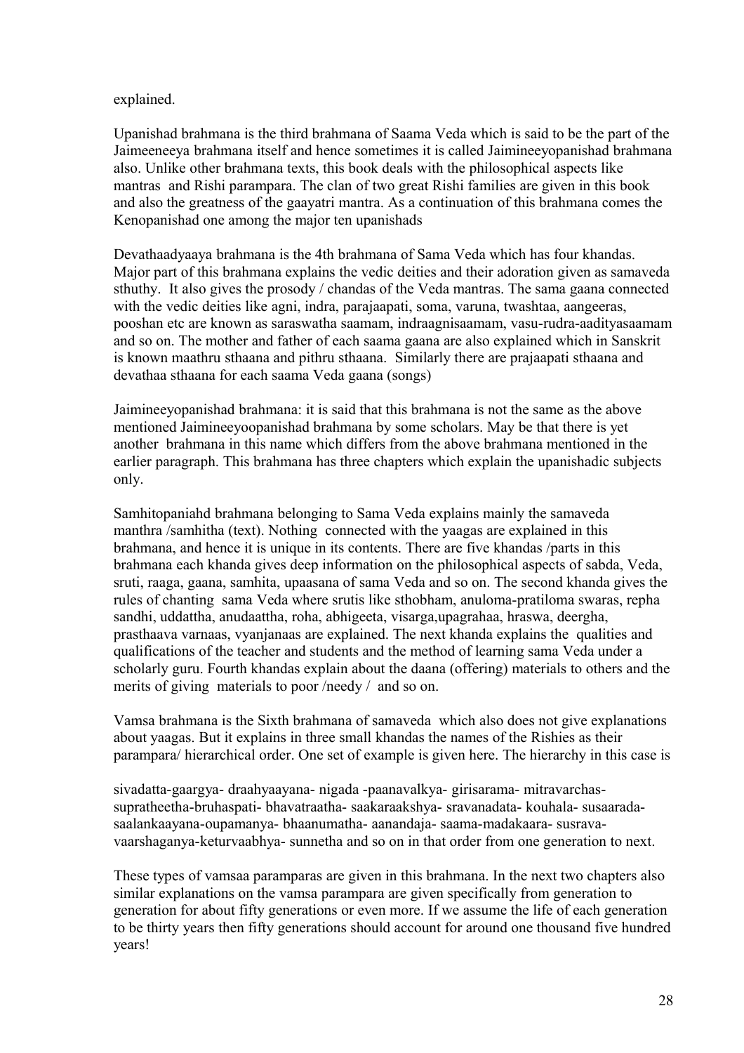explained.

Upanishad brahmana is the third brahmana of Saama Veda which is said to be the part of the Jaimeeneeya brahmana itself and hence sometimes it is called Jaimineeyopanishad brahmana also. Unlike other brahmana texts, this book deals with the philosophical aspects like mantras and Rishi parampara. The clan of two great Rishi families are given in this book and also the greatness of the gaayatri mantra. As a continuation of this brahmana comes the Kenopanishad one among the major ten upanishads

Devathaadyaaya brahmana is the 4th brahmana of Sama Veda which has four khandas. Major part of this brahmana explains the vedic deities and their adoration given as samaveda sthuthy. It also gives the prosody / chandas of the Veda mantras. The sama gaana connected with the vedic deities like agni, indra, parajaapati, soma, varuna, twashtaa, aangeeras, pooshan etc are known as saraswatha saamam, indraagnisaamam, vasu-rudra-aadityasaamam and so on. The mother and father of each saama gaana are also explained which in Sanskrit is known maathru sthaana and pithru sthaana. Similarly there are prajaapati sthaana and devathaa sthaana for each saama Veda gaana (songs)

Jaimineeyopanishad brahmana: it is said that this brahmana is not the same as the above mentioned Jaimineeyoopanishad brahmana by some scholars. May be that there is yet another brahmana in this name which differs from the above brahmana mentioned in the earlier paragraph. This brahmana has three chapters which explain the upanishadic subjects only.

Samhitopaniahd brahmana belonging to Sama Veda explains mainly the samaveda manthra /samhitha (text). Nothing connected with the yaagas are explained in this brahmana, and hence it is unique in its contents. There are five khandas /parts in this brahmana each khanda gives deep information on the philosophical aspects of sabda, Veda, sruti, raaga, gaana, samhita, upaasana of sama Veda and so on. The second khanda gives the rules of chanting sama Veda where srutis like sthobham, anuloma-pratiloma swaras, repha sandhi, uddattha, anudaattha, roha, abhigeeta, visarga,upagrahaa, hraswa, deergha, prasthaava varnaas, vyanjanaas are explained. The next khanda explains the qualities and qualifications of the teacher and students and the method of learning sama Veda under a scholarly guru. Fourth khandas explain about the daana (offering) materials to others and the merits of giving materials to poor /needy / and so on.

Vamsa brahmana is the Sixth brahmana of samaveda which also does not give explanations about yaagas. But it explains in three small khandas the names of the Rishies as their parampara/ hierarchical order. One set of example is given here. The hierarchy in this case is

sivadatta-gaargya- draahyaayana- nigada -paanavalkya- girisarama- mitravarchas-supratheetha-bruhaspati- bhavatraatha- saakaraakshya- sravanadata- kouhala- susaarada-saalankaayana-oupamanya- bhaanumatha- aanandaja- saama-madakaara- susrava-vaarshaganya-keturvaabhya- sunnetha and so on in that order from one generation to next.

These types of vamsaa paramparas are given in this brahmana. In the next two chapters also similar explanations on the vamsa parampara are given specifically from generation to generation for about fifty generations or even more. If we assume the life of each generation to be thirty years then fifty generations should account for around one thousand five hundred years!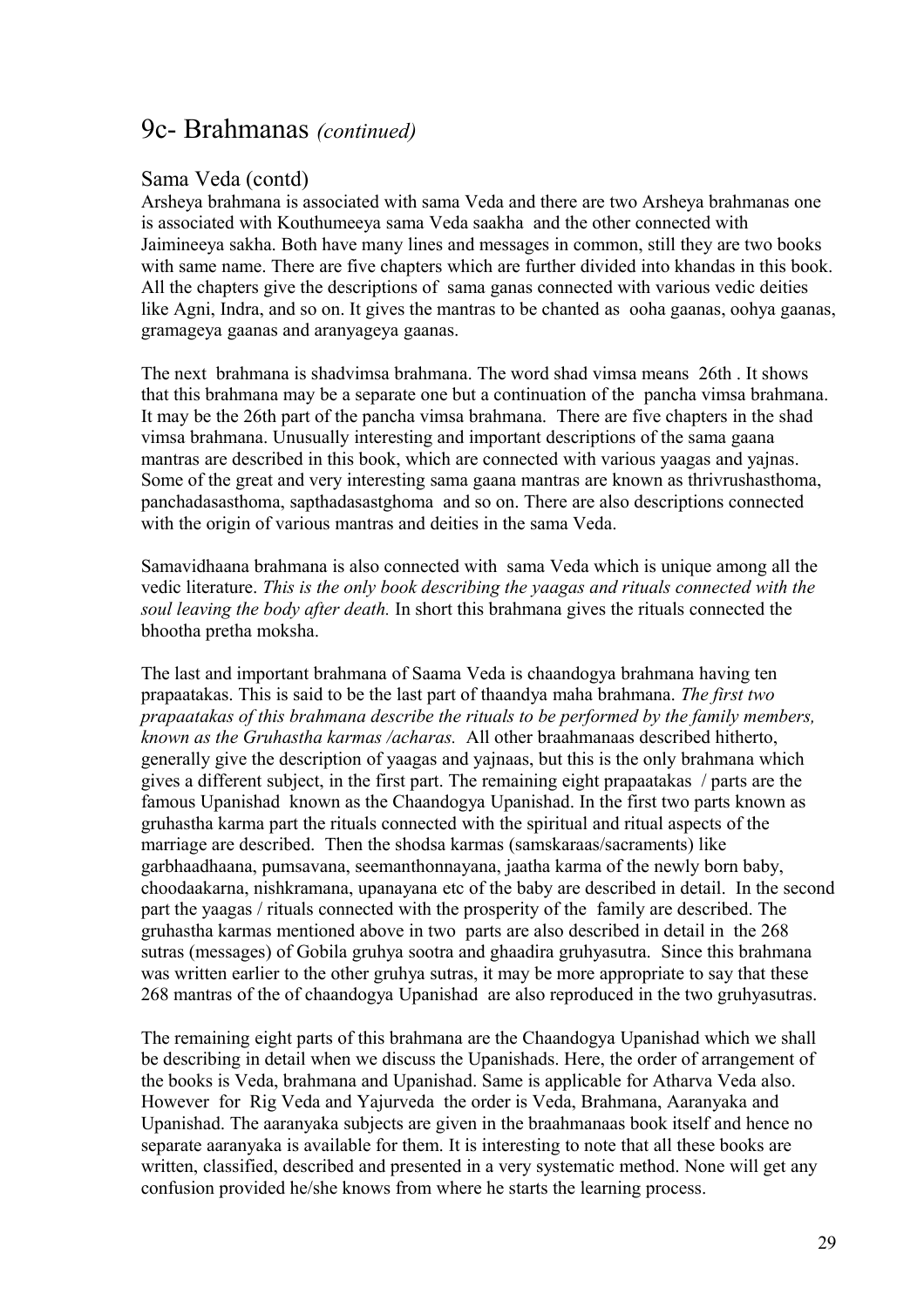# 9c- Brahmanas *(continued)*

## Sama Veda (contd)

Arsheya brahmana is associated with sama Veda and there are two Arsheya brahmanas one is associated with Kouthumeeya sama Veda saakha and the other connected with Jaimineeya sakha. Both have many lines and messages in common, still they are two books with same name. There are five chapters which are further divided into khandas in this book. All the chapters give the descriptions of sama ganas connected with various vedic deities like Agni, Indra, and so on. It gives the mantras to be chanted as ooha gaanas, oohya gaanas, gramageya gaanas and aranyageya gaanas.

The next brahmana is shadvimsa brahmana. The word shad vimsa means 26th . It shows that this brahmana may be a separate one but a continuation of the pancha vimsa brahmana. It may be the 26th part of the pancha vimsa brahmana. There are five chapters in the shad vimsa brahmana. Unusually interesting and important descriptions of the sama gaana mantras are described in this book, which are connected with various yaagas and yajnas. Some of the great and very interesting sama gaana mantras are known as thrivrushasthoma, panchadasasthoma, sapthadasastghoma and so on. There are also descriptions connected with the origin of various mantras and deities in the sama Veda.

Samavidhaana brahmana is also connected with sama Veda which is unique among all the vedic literature. *This is the only book describing the yaagas and rituals connected with the soul leaving the body after death.* In short this brahmana gives the rituals connected the bhootha pretha moksha.

The last and important brahmana of Saama Veda is chaandogya brahmana having ten prapaatakas. This is said to be the last part of thaandya maha brahmana. *The first two prapaatakas of this brahmana describe the rituals to be performed by the family members, known as the Gruhastha karmas /acharas.* All other braahmanaas described hitherto, generally give the description of yaagas and yajnaas, but this is the only brahmana which gives a different subject, in the first part. The remaining eight prapaatakas / parts are the famous Upanishad known as the Chaandogya Upanishad. In the first two parts known as gruhastha karma part the rituals connected with the spiritual and ritual aspects of the marriage are described. Then the shodsa karmas (samskaraas/sacraments) like garbhaadhaana, pumsavana, seemanthonnayana, jaatha karma of the newly born baby, choodaakarna, nishkramana, upanayana etc of the baby are described in detail. In the second part the yaagas / rituals connected with the prosperity of the family are described. The gruhastha karmas mentioned above in two parts are also described in detail in the 268 sutras (messages) of Gobila gruhya sootra and ghaadira gruhyasutra. Since this brahmana was written earlier to the other gruhya sutras, it may be more appropriate to say that these 268 mantras of the of chaandogya Upanishad are also reproduced in the two gruhyasutras.

The remaining eight parts of this brahmana are the Chaandogya Upanishad which we shall be describing in detail when we discuss the Upanishads. Here, the order of arrangement of the books is Veda, brahmana and Upanishad. Same is applicable for Atharva Veda also. However for Rig Veda and Yajurveda the order is Veda, Brahmana, Aaranyaka and Upanishad. The aaranyaka subjects are given in the braahmanaas book itself and hence no separate aaranyaka is available for them. It is interesting to note that all these books are written, classified, described and presented in a very systematic method. None will get any confusion provided he/she knows from where he starts the learning process.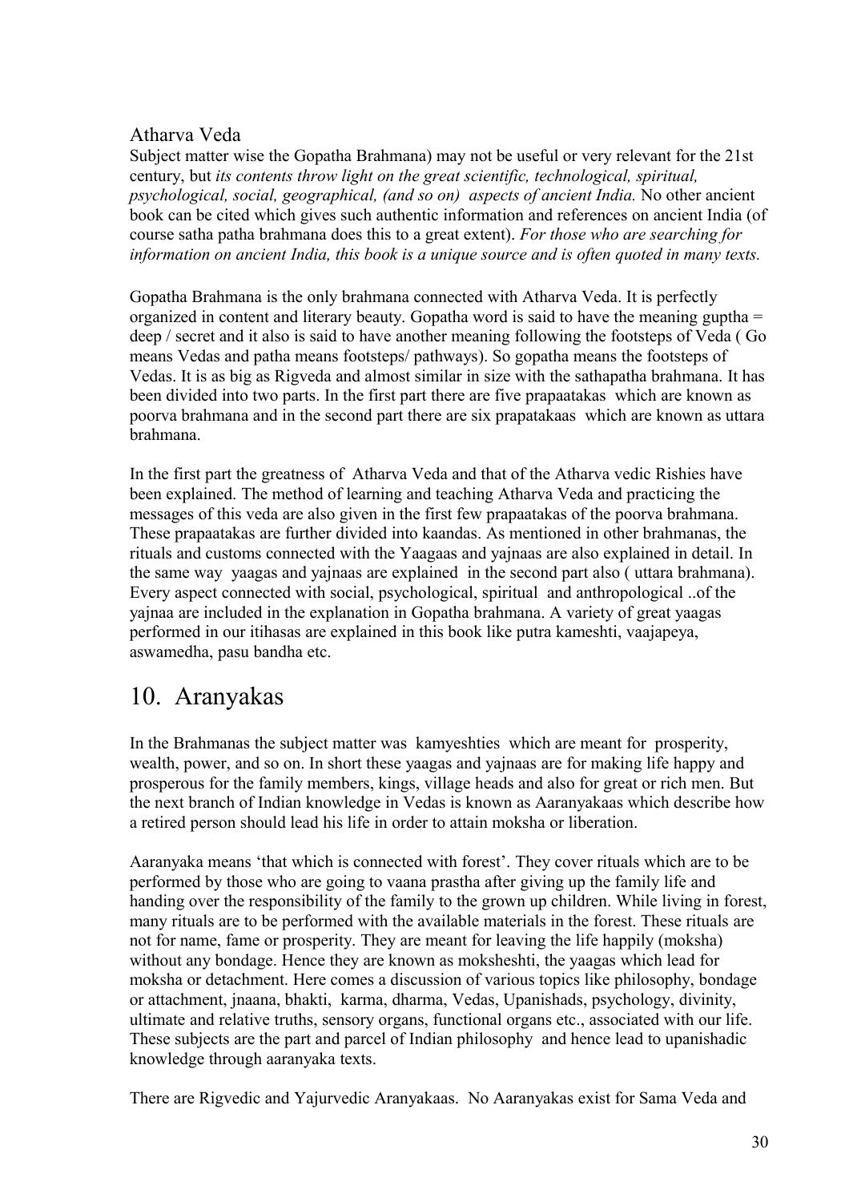## Atharva Veda

Subject matter wise the Gopatha Brahmana) may not be useful or very relevant for the 21st century, but *its contents throw light on the great scientific, technological, spiritual, psychological, social, geographical, (and so on) aspects of ancient India.* No other ancient book can be cited which gives such authentic information and references on ancient India (of course satha patha brahmana does this to a great extent). *For those who are searching for information on ancient India, this book is a unique source and is often quoted in many texts.*

Gopatha Brahmana is the only brahmana connected with Atharva Veda. It is perfectly organized in content and literary beauty. Gopatha word is said to have the meaning guptha = deep / secret and it also is said to have another meaning following the footsteps of Veda ( Go means Vedas and patha means footsteps/ pathways). So gopatha means the footsteps of Vedas. It is as big as Rigveda and almost similar in size with the sathapatha brahmana. It has been divided into two parts. In the first part there are five prapaatakas which are known as poorva brahmana and in the second part there are six prapatakaas which are known as uttara brahmana.

In the first part the greatness of Atharva Veda and that of the Atharva vedic Rishies have been explained. The method of learning and teaching Atharva Veda and practicing the messages of this veda are also given in the first few prapaatakas of the poorva brahmana. These prapaatakas are further divided into kaandas. As mentioned in other brahmanas, the rituals and customs connected with the Yaagaas and yajnaas are also explained in detail. In the same way yaagas and yajnaas are explained in the second part also ( uttara brahmana). Every aspect connected with social, psychological, spiritual and anthropological ..of the yajnaa are included in the explanation in Gopatha brahmana. A variety of great yaagas performed in our itihasas are explained in this book like putra kameshti, vaajapeya, aswamedha, pasu bandha etc.

# 10. Aranyakas

In the Brahmanas the subject matter was kamyeshties which are meant for prosperity, wealth, power, and so on. In short these yaagas and yajnaas are for making life happy and prosperous for the family members, kings, village heads and also for great or rich men. But the next branch of Indian knowledge in Vedas is known as Aaranyakaas which describe how a retired person should lead his life in order to attain moksha or liberation.

Aaranyaka means 'that which is connected with forest'. They cover rituals which are to be performed by those who are going to vaana prastha after giving up the family life and handing over the responsibility of the family to the grown up children. While living in forest, many rituals are to be performed with the available materials in the forest. These rituals are not for name, fame or prosperity. They are meant for leaving the life happily (moksha) without any bondage. Hence they are known as moksheshti, the yaagas which lead for moksha or detachment. Here comes a discussion of various topics like philosophy, bondage or attachment, jnaana, bhakti, karma, dharma, Vedas, Upanishads, psychology, divinity, ultimate and relative truths, sensory organs, functional organs etc., associated with our life. These subjects are the part and parcel of Indian philosophy and hence lead to upanishadic knowledge through aaranyaka texts.

There are Rigvedic and Yajurvedic Aranyakaas. No Aaranyakas exist for Sama Veda and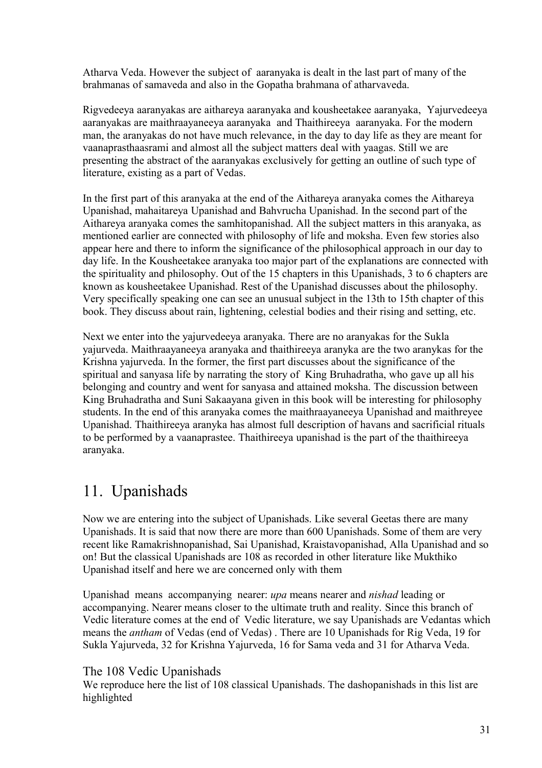Atharva Veda. However the subject of aaranyaka is dealt in the last part of many of the brahmanas of samaveda and also in the Gopatha brahmana of atharvaveda.

Rigvedeeya aaranyakas are aithareya aaranyaka and kousheetakee aaranyaka, Yajurvedeeya aaranyakas are maithraayaneeya aaranyaka and Thaithireeya aaranyaka. For the modern man, the aranyakas do not have much relevance, in the day to day life as they are meant for vaanaprasthaasrami and almost all the subject matters deal with yaagas. Still we are presenting the abstract of the aaranyakas exclusively for getting an outline of such type of literature, existing as a part of Vedas.

In the first part of this aranyaka at the end of the Aithareya aranyaka comes the Aithareya Upanishad, mahaitareya Upanishad and Bahvrucha Upanishad. In the second part of the Aithareya aranyaka comes the samhitopanishad. All the subject matters in this aranyaka, as mentioned earlier are connected with philosophy of life and moksha. Even few stories also appear here and there to inform the significance of the philosophical approach in our day to day life. In the Kousheetakee aranyaka too major part of the explanations are connected with the spirituality and philosophy. Out of the 15 chapters in this Upanishads, 3 to 6 chapters are known as kousheetakee Upanishad. Rest of the Upanishad discusses about the philosophy. Very specifically speaking one can see an unusual subject in the 13th to 15th chapter of this book. They discuss about rain, lightening, celestial bodies and their rising and setting, etc.

Next we enter into the yajurvedeeya aranyaka. There are no aranyakas for the Sukla yajurveda. Maithraayaneeya aranyaka and thaithireeya aranyka are the two aranykas for the Krishna yajurveda. In the former, the first part discusses about the significance of the spiritual and sanyasa life by narrating the story of King Bruhadratha, who gave up all his belonging and country and went for sanyasa and attained moksha. The discussion between King Bruhadratha and Suni Sakaayana given in this book will be interesting for philosophy students. In the end of this aranyaka comes the maithraayaneeya Upanishad and maithreyee Upanishad. Thaithireeya aranyka has almost full description of havans and sacrificial rituals to be performed by a vaanaprastee. Thaithireeya upanishad is the part of the thaithireeya aranyaka.

# 11. Upanishads

Now we are entering into the subject of Upanishads. Like several Geetas there are many Upanishads. It is said that now there are more than 600 Upanishads. Some of them are very recent like Ramakrishnopanishad, Sai Upanishad, Kraistavopanishad, Alla Upanishad and so on! But the classical Upanishads are 108 as recorded in other literature like Mukthiko Upanishad itself and here we are concerned only with them

Upanishad means accompanying nearer: *upa* means nearer and *nishad* leading or accompanying. Nearer means closer to the ultimate truth and reality. Since this branch of Vedic literature comes at the end of Vedic literature, we say Upanishads are Vedantas which means the *antham* of Vedas (end of Vedas) . There are 10 Upanishads for Rig Veda, 19 for Sukla Yajurveda, 32 for Krishna Yajurveda, 16 for Sama veda and 31 for Atharva Veda.

## The 108 Vedic Upanishads

We reproduce here the list of 108 classical Upanishads. The dashopanishads in this list are highlighted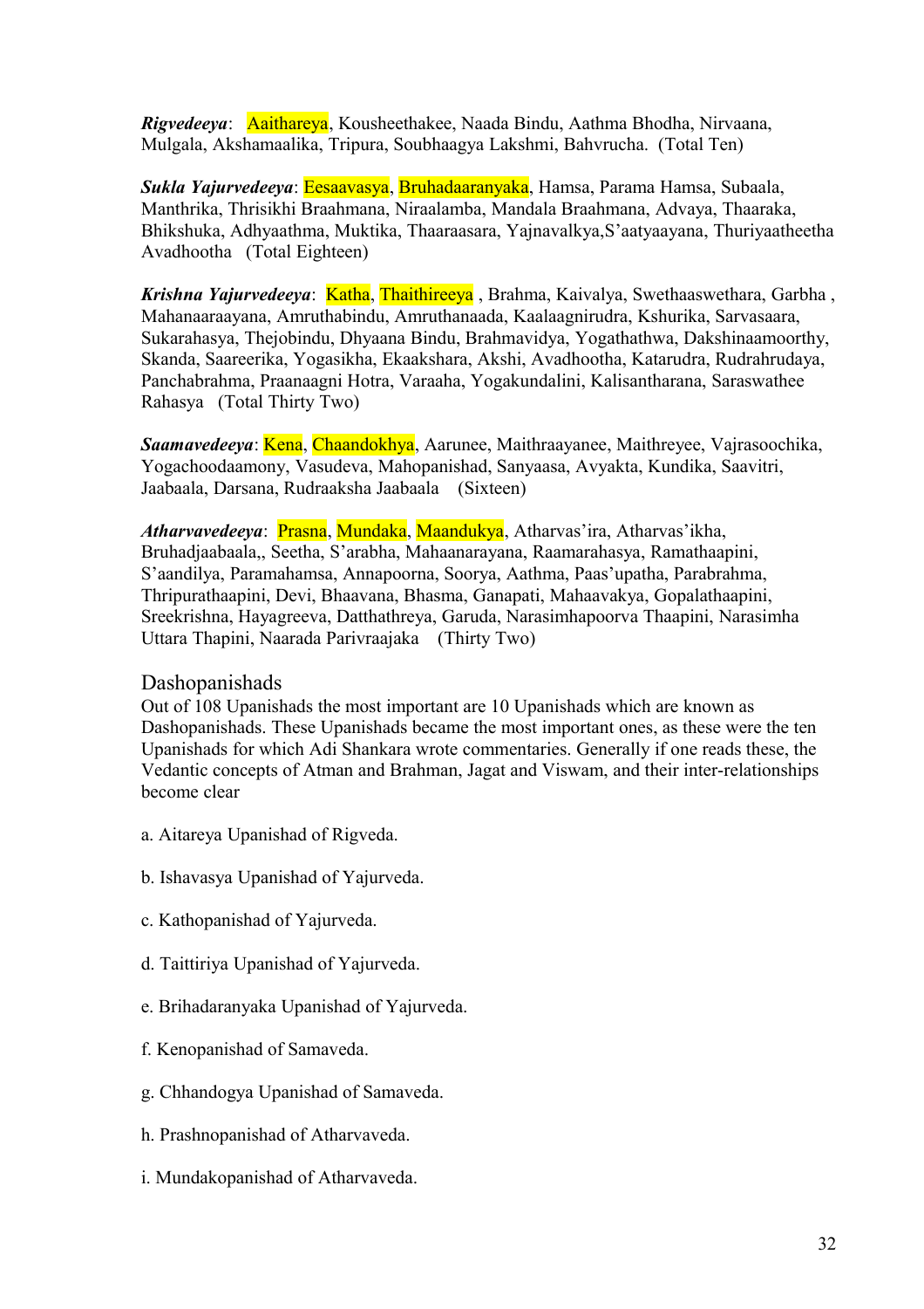***Rigvedeeya***:  Aaithareya, Kousheethakee, Naada Bindu, Aathma Bhodha, Nirvaana, Mulgala, Akshamaalika, Tripura, Soubhaagya Lakshmi, Bahvrucha.  (Total Ten)

***Sukla Yajurvedeeya***: Eesaavasya, Bruhadaaranyaka, Hamsa, Parama Hamsa, Subaala, Manthrika, Thrisikhi Braahmana, Niraalamba, Mandala Braahmana, Advaya, Thaaraka, Bhikshuka, Adhyaathma, Muktika, Thaaraasara, Yajnavalkya,S'aatyaayana, Thuriyaatheetha Avadhootha   (Total Eighteen)

***Krishna Yajurvedeeya***:  Katha, Thaithireeya , Brahma, Kaivalya, Swethaaswethara, Garbha , Mahanaaraayana, Amruthabindu, Amruthanaada, Kaalaagnirudra, Kshurika, Sarvasaara, Sukarahasya, Thejobindu, Dhyaana Bindu, Brahmavidya, Yogathathwa, Dakshinaamoorthy, Skanda, Saareerika, Yogasikha, Ekaakshara, Akshi, Avadhootha, Katarudra, Rudrahrudaya, Panchabrahma, Praanaagni Hotra, Varaaha, Yogakundalini, Kalisantharana, Saraswathee Rahasya   (Total Thirty Two)

***Saamavedeeya***: Kena, Chaandokhya, Aarunee, Maithraayanee, Maithreyee, Vajrasoochika, Yogachoodaamony, Vasudeva, Mahopanishad, Sanyaasa, Avyakta, Kundika, Saavitri, Jaabaala, Darsana, Rudraaksha Jaabaala    (Sixteen)

***Atharvavedeeya***:  Prasna, Mundaka, Maandukya, Atharvas'ira, Atharvas'ikha, Bruhadjaabaala,, Seetha, S'arabha, Mahaanarayana, Raamarahasya, Ramathaapini, S'aandilya, Paramahamsa, Annapoorna, Soorya, Aathma, Paas'upatha, Parabrahma, Thripurathaapini, Devi, Bhaavana, Bhasma, Ganapati, Mahaavakya, Gopalathaapini, Sreekrishna, Hayagreeva, Datthathreya, Garuda, Narasimhapoorva Thaapini, Narasimha Uttara Thapini, Naarada Parivraajaka    (Thirty Two)

## Dashopanishads

Out of 108 Upanishads the most important are 10 Upanishads which are known as Dashopanishads. These Upanishads became the most important ones, as these were the ten Upanishads for which Adi Shankara wrote commentaries. Generally if one reads these, the Vedantic concepts of Atman and Brahman, Jagat and Viswam, and their inter-relationships become clear

a. Aitareya Upanishad of Rigveda.

b. Ishavasya Upanishad of Yajurveda.

c. Kathopanishad of Yajurveda.

d. Taittiriya Upanishad of Yajurveda.

e. Brihadaranyaka Upanishad of Yajurveda.

f. Kenopanishad of Samaveda.

g. Chhandogya Upanishad of Samaveda.

h. Prashnopanishad of Atharvaveda.

i. Mundakopanishad of Atharvaveda.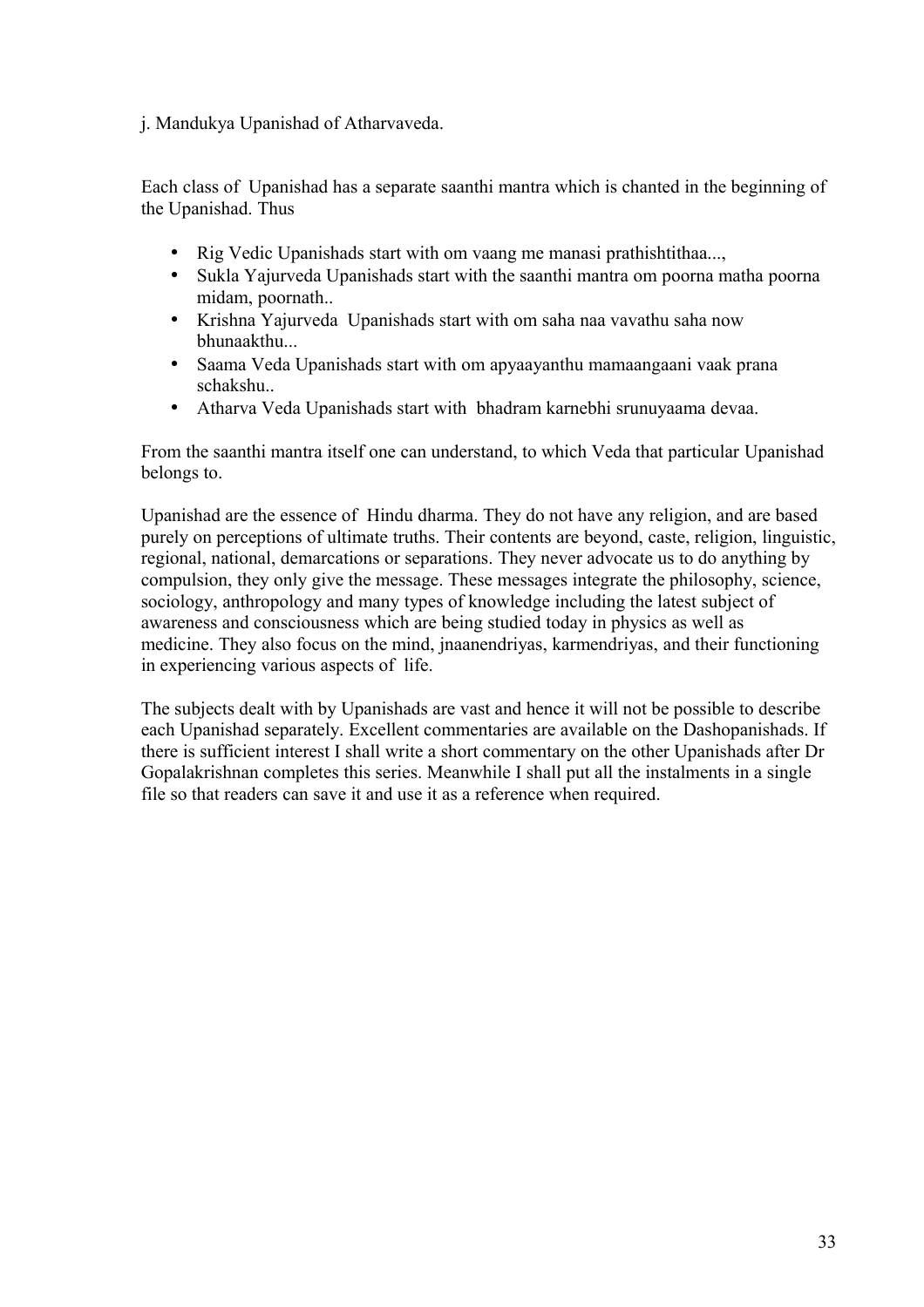j. Mandukya Upanishad of Atharvaveda.

Each class of Upanishad has a separate saanthi mantra which is chanted in the beginning of the Upanishad. Thus

- Rig Vedic Upanishads start with om vaang me manasi prathishtithaa...,
- Sukla Yajurveda Upanishads start with the saanthi mantra om poorna matha poorna midam, poornath..
- Krishna Yajurveda Upanishads start with om saha naa vavathu saha now bhunaakthu...
- Saama Veda Upanishads start with om apyaayanthu mamaangaani vaak prana schakshu..
- Atharva Veda Upanishads start with bhadram karnebhi srunuyaama devaa.

From the saanthi mantra itself one can understand, to which Veda that particular Upanishad belongs to.

Upanishad are the essence of Hindu dharma. They do not have any religion, and are based purely on perceptions of ultimate truths. Their contents are beyond, caste, religion, linguistic, regional, national, demarcations or separations. They never advocate us to do anything by compulsion, they only give the message. These messages integrate the philosophy, science, sociology, anthropology and many types of knowledge including the latest subject of awareness and consciousness which are being studied today in physics as well as medicine. They also focus on the mind, jnaanendriyas, karmendriyas, and their functioning in experiencing various aspects of life.

The subjects dealt with by Upanishads are vast and hence it will not be possible to describe each Upanishad separately. Excellent commentaries are available on the Dashopanishads. If there is sufficient interest I shall write a short commentary on the other Upanishads after Dr Gopalakrishnan completes this series. Meanwhile I shall put all the instalments in a single file so that readers can save it and use it as a reference when required.